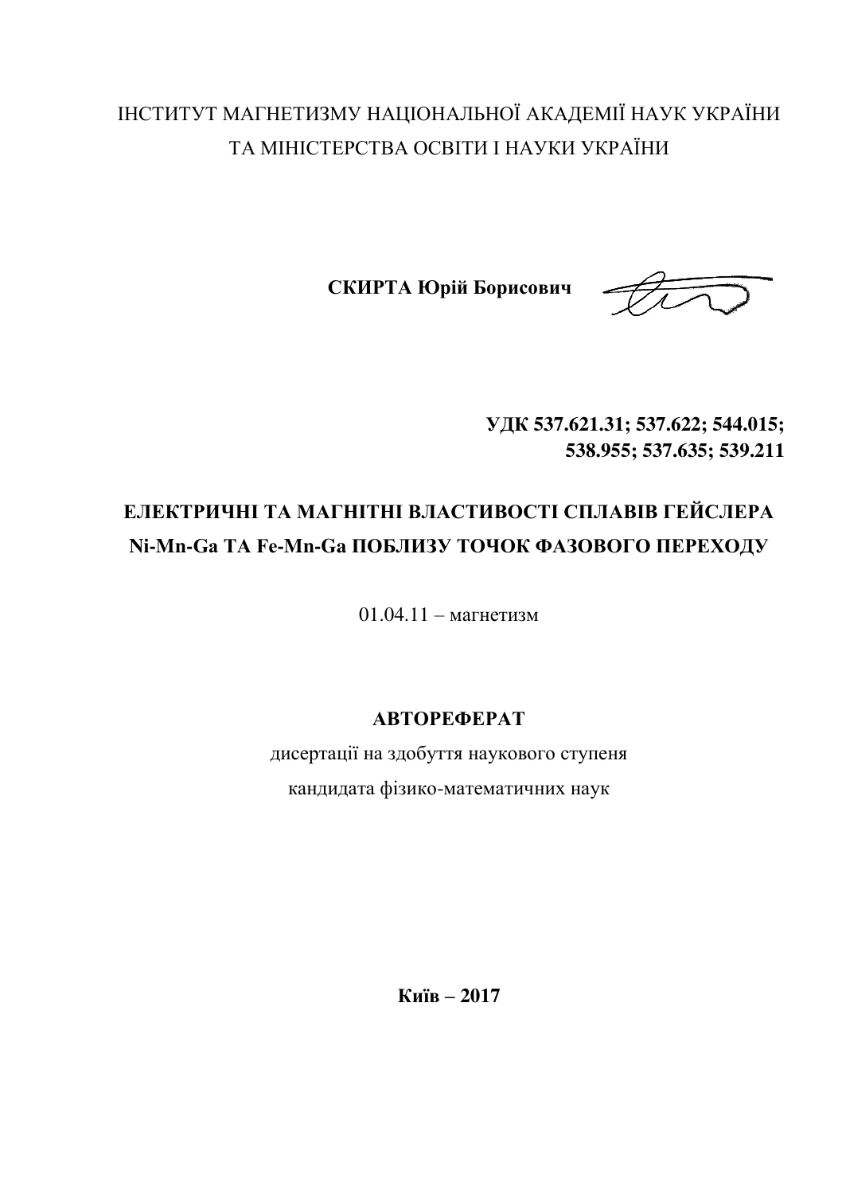ІНСТИТУТ МАГНЕТИЗМУ НАЦІОНАЛЬНОЇ АКАДЕМІЇ НАУК УКРАЇНИ
ТА МІНІСТЕРСТВА ОСВІТИ І НАУКИ УКРАЇНИ

**СКИРТА Юрій Борисович**

**УДК 537.621.31; 537.622; 544.015;**
**538.955; 537.635; 539.211**

# ЕЛЕКТРИЧНІ ТА МАГНІТНІ ВЛАСТИВОСТІ СПЛАВІВ ГЕЙСЛЕРА Ni-Mn-Ga ТА Fe-Mn-Ga ПОБЛИЗУ ТОЧОК ФАЗОВОГО ПЕРЕХОДУ

01.04.11 – магнетизм

**АВТОРЕФЕРАТ**

дисертації на здобуття наукового ступеня
кандидата фізико-математичних наук

**Київ – 2017**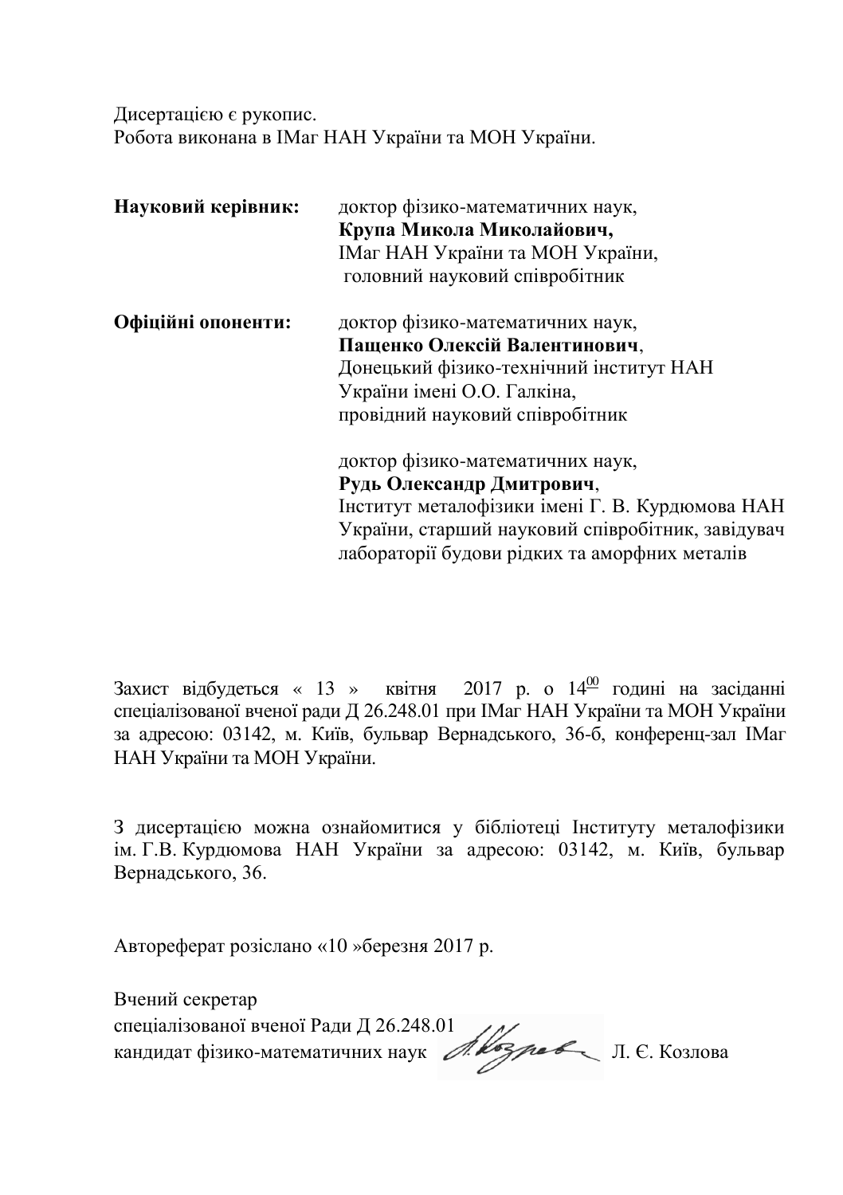Дисертацією є рукопис.
Робота виконана в ІМаг НАН України та МОН України.

**Науковий керівник:** доктор фізико-математичних наук,
**Крупа Микола Миколайович,**
ІМаг НАН України та МОН України,
головний науковий співробітник

**Офіційні опоненти:** доктор фізико-математичних наук,
**Пащенко Олексій Валентинович**,
Донецький фізико-технічний інститут НАН України імені О.О. Галкіна,
провідний науковий співробітник

доктор фізико-математичних наук,
**Рудь Олександр Дмитрович**,
Інститут металофізики імені Г. В. Курдюмова НАН України, старший науковий співробітник, завідувач лабораторії будови рідких та аморфних металів

Захист відбудеться « 13 » квітня 2017 р. о $14^{\underline{00}}$ годині на засіданні спеціалізованої вченої ради Д 26.248.01 при ІМаг НАН України та МОН України за адресою: 03142, м. Київ, бульвар Вернадського, 36-б, конференц-зал ІМаг НАН України та МОН України.

З дисертацією можна ознайомитися у бібліотеці Інституту металофізики ім. Г.В. Курдюмова НАН України за адресою: 03142, м. Київ, бульвар Вернадського, 36.

Автореферат розіслано «10 »березня 2017 р.

Вчений секретар
спеціалізованої вченої Ради Д 26.248.01
кандидат фізико-математичних наук Л. Є. Козлова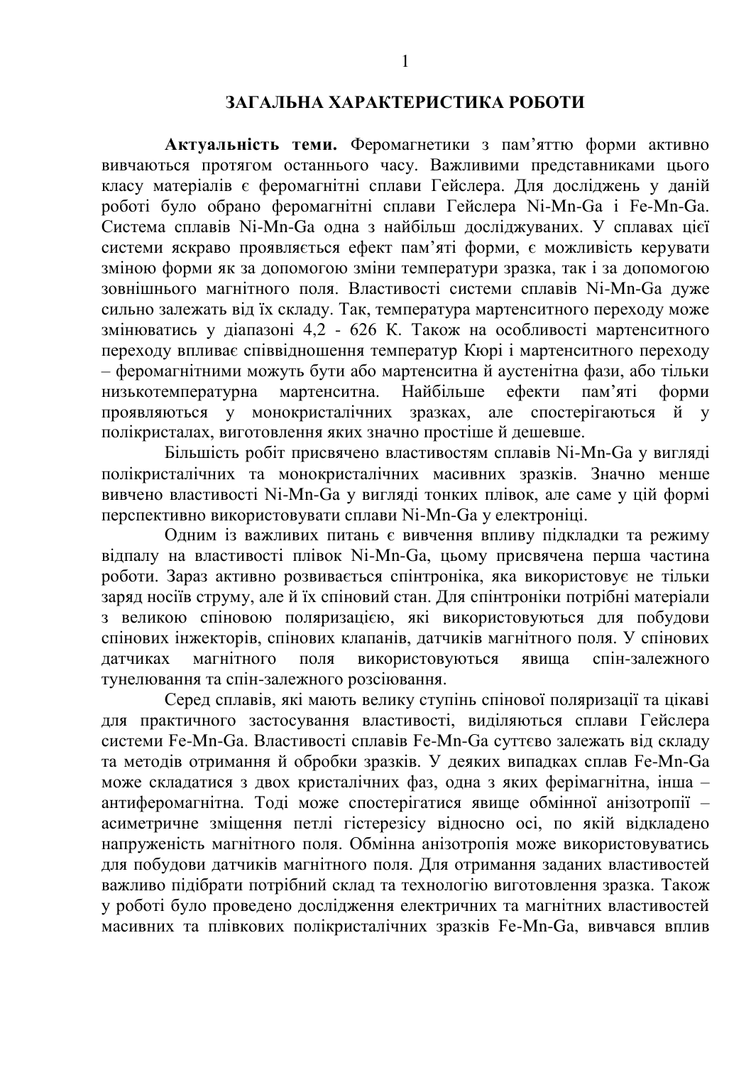## ЗАГАЛЬНА ХАРАКТЕРИСТИКА РОБОТИ

**Актуальність теми.** Феромагнетики з пам'яттю форми активно вивчаються протягом останнього часу. Важливими представниками цього класу матеріалів є феромагнітні сплави Гейслера. Для досліджень у даній роботі було обрано феромагнітні сплави Гейслера Ni-Mn-Ga і Fe-Mn-Ga. Система сплавів Ni-Mn-Ga одна з найбільш досліджуваних. У сплавах цієї системи яскраво проявляється ефект пам'яті форми, є можливість керувати зміною форми як за допомогою зміни температури зразка, так і за допомогою зовнішнього магнітного поля. Властивості системи сплавів Ni-Mn-Ga дуже сильно залежать від їх складу. Так, температура мартенситного переходу може змінюватись у діапазоні 4,2 - 626 K. Також на особливості мартенситного переходу впливає співвідношення температур Кюрі і мартенситного переходу – феромагнітними можуть бути або мартенситна й аустенітна фази, або тільки низькотемпературна мартенситна. Найбільше ефекти пам'яті форми проявляються у монокристалічних зразках, але спостерігаються й у полікристалах, виготовлення яких значно простіше й дешевше.

Більшість робіт присвячено властивостям сплавів Ni-Mn-Ga у вигляді полікристалічних та монокристалічних масивних зразків. Значно менше вивчено властивості Ni-Mn-Ga у вигляді тонких плівок, але саме у цій формі перспективно використовувати сплави Ni-Mn-Ga у електроніці.

Одним із важливих питань є вивчення впливу підкладки та режиму відпалу на властивості плівок Ni-Mn-Ga, цьому присвячена перша частина роботи. Зараз активно розвивається спінтроніка, яка використовує не тільки заряд носіїв струму, але й їх спіновий стан. Для спінтроніки потрібні матеріали з великою спіновою поляризацією, які використовуються для побудови спінових інжекторів, спінових клапанів, датчиків магнітного поля. У спінових датчиках магнітного поля використовуються явища спін-залежного тунелювання та спін-залежного розсіювання.

Серед сплавів, які мають велику ступінь спінової поляризації та цікаві для практичного застосування властивості, виділяються сплави Гейслера системи Fe-Mn-Ga. Властивості сплавів Fe-Mn-Ga суттєво залежать від складу та методів отримання й обробки зразків. У деяких випадках сплав Fe-Mn-Ga може складатися з двох кристалічних фаз, одна з яких ферімагнітна, інша – антиферомагнітна. Тоді може спостерігатися явище обмінної анізотропії – асиметричне зміщення петлі гістерезісу відносно осі, по якій відкладено напруженість магнітного поля. Обмінна анізотропія може використовуватись для побудови датчиків магнітного поля. Для отримання заданих властивостей важливо підібрати потрібний склад та технологію виготовлення зразка. Також у роботі було проведено дослідження електричних та магнітних властивостей масивних та плівкових полікристалічних зразків Fe-Mn-Ga, вивчався вплив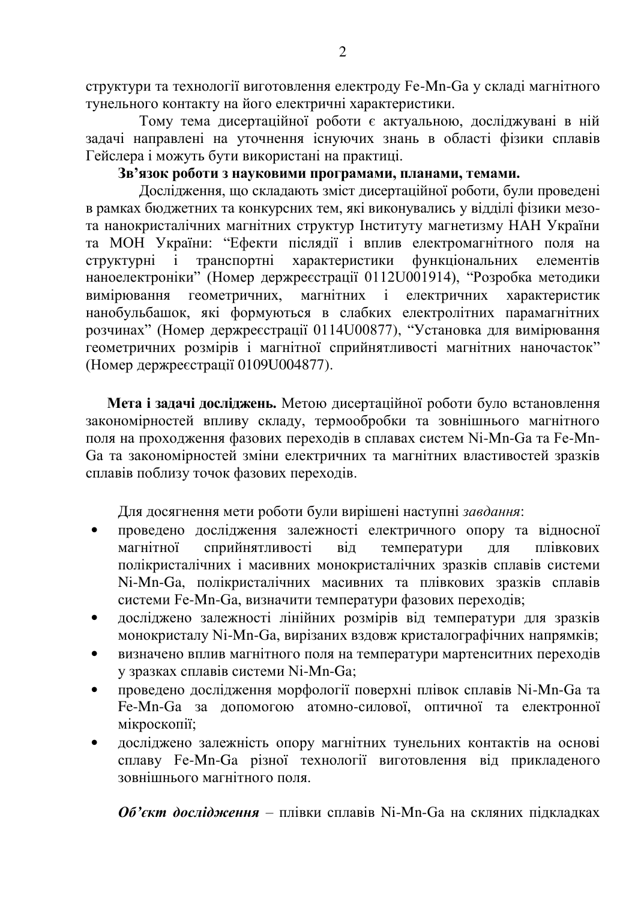структури та технології виготовлення електроду Fe-Mn-Ga у складі магнітного тунельного контакту на його електричні характеристики.

Тому тема дисертаційної роботи є актуальною, досліджувані в ній задачі направлені на уточнення існуючих знань в області фізики сплавів Гейслера і можуть бути використані на практиці.

**Зв'язок роботи з науковими програмами, планами, темами.**

Дослідження, що складають зміст дисертаційної роботи, були проведені в рамках бюджетних та конкурсних тем, які виконувались у відділі фізики мезо- та нанокристалічних магнітних структур Інституту магнетизму НАН України та МОН України: "Ефекти післядії і вплив електромагнітного поля на структурні і транспортні характеристики функціональних елементів наноелектроніки" (Номер держреєстрації 0112U001914), "Розробка методики вимірювання геометричних, магнітних і електричних характеристик нанобульбашок, які формуються в слабких електролітних парамагнітних розчинах" (Номер держреєстрації 0114U00877), "Установка для вимірювання геометричних розмірів і магнітної сприйнятливості магнітних наночасток" (Номер держреєстрації 0109U004877).

**Мета і задачі досліджень.** Метою дисертаційної роботи було встановлення закономірностей впливу складу, термообробки та зовнішнього магнітного поля на проходження фазових переходів в сплавах систем Ni-Mn-Ga та Fe-Mn-Ga та закономірностей зміни електричних та магнітних властивостей зразків сплавів поблизу точок фазових переходів.

Для досягнення мети роботи були вирішені наступні *завдання*:

- проведено дослідження залежності електричного опору та відносної магнітної сприйнятливості від температури для плівкових полікристалічних і масивних монокристалічних зразків сплавів системи Ni-Mn-Ga, полікристалічних масивних та плівкових зразків сплавів системи Fe-Mn-Ga, визначити температури фазових переходів;
- досліджено залежності лінійних розмірів від температури для зразків монокристалу Ni-Mn-Ga, вирізаних вздовж кристалографічних напрямків;
- визначено вплив магнітного поля на температури мартенситних переходів у зразках сплавів системи Ni-Mn-Ga;
- проведено дослідження морфології поверхні плівок сплавів Ni-Mn-Ga та Fe-Mn-Ga за допомогою атомно-силової, оптичної та електронної мікроскопії;
- досліджено залежність опору магнітних тунельних контактів на основі сплаву Fe-Mn-Ga різної технології виготовлення від прикладеного зовнішнього магнітного поля.

***Об'єкт дослідження*** – плівки сплавів Ni-Mn-Ga на скляних підкладках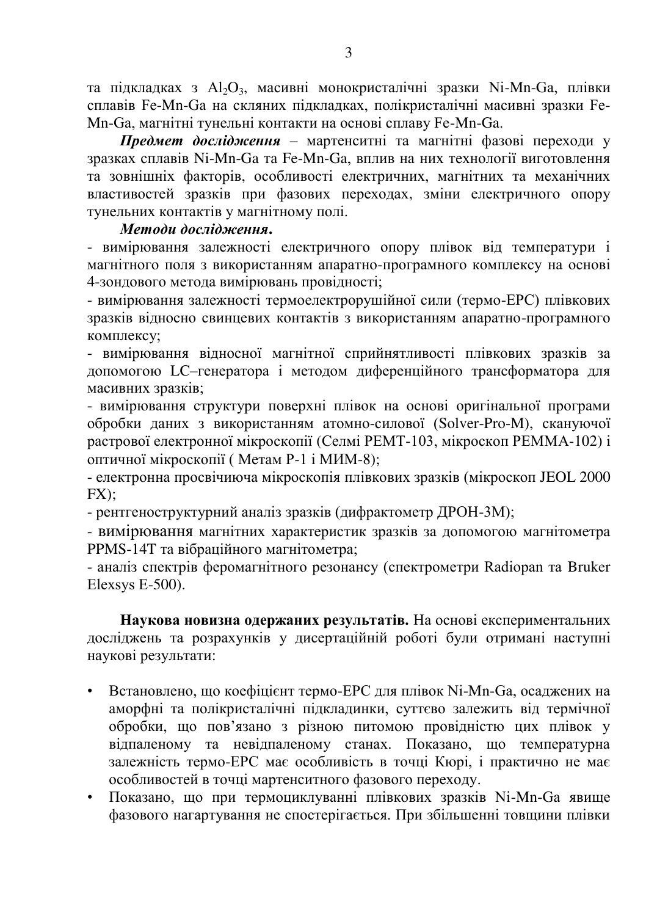та підкладках з $Al_2O_3$, масивні монокристалічні зразки Ni-Mn-Ga, плівки сплавів Fe-Mn-Ga на скляних підкладках, полікристалічні масивні зразки Fe-Mn-Ga, магнітні тунельні контакти на основі сплаву Fe-Mn-Ga.

***Предмет дослідження*** – мартенситні та магнітні фазові переходи у зразках сплавів Ni-Mn-Ga та Fe-Mn-Ga, вплив на них технології виготовлення та зовнішніх факторів, особливості електричних, магнітних та механічних властивостей зразків при фазових переходах, зміни електричного опору тунельних контактів у магнітному полі.

***Методи дослідження.***

- вимірювання залежності електричного опору плівок від температури і магнітного поля з використанням апаратно-програмного комплексу на основі 4-зондового метода вимірювань провідності;
- вимірювання залежності термоелектрорушійної сили (термо-ЕРС) плівкових зразків відносно свинцевих контактів з використанням апаратно-програмного комплексу;
- вимірювання відносної магнітної сприйнятливості плівкових зразків за допомогою LC–генератора і методом диференційного трансформатора для масивних зразків;
- вимірювання структури поверхні плівок на основі оригінальної програми обробки даних з використанням атомно-силової (Solver-Pro-M), скануючої растрової електронної мікроскопії (Селмі РЕМТ-103, мікроскоп РЕММА-102) і оптичної мікроскопії ( Метам Р-1 і МИМ-8);
- електронна просвічиюча мікроскопія плівкових зразків (мікроскоп JEOL 2000 FX);
- рентгеноструктурний аналіз зразків (дифрактометр ДРОН-3М);
- вимірювання магнітних характеристик зразків за допомогою магнітометра PPMS-14T та вібраційного магнітометра;
- аналіз спектрів феромагнітного резонансу (спектрометри Radiopan та Bruker Elexsys E-500).

**Наукова новизна одержаних результатів.** На основі експериментальних досліджень та розрахунків у дисертаційній роботі були отримані наступні наукові результати:

- Встановлено, що коефіцієнт термо-ЕРС для плівок Ni-Mn-Ga, осаджених на аморфні та полікристалічні підкладинки, суттєво залежить від термічної обробки, що пов'язано з різною питомою провідністю цих плівок у відпаленому та невідпаленому станах. Показано, що температурна залежність термо-ЕРС має особливість в точці Кюрі, і практично не має особливостей в точці мартенситного фазового переходу.
- Показано, що при термоциклуванні плівкових зразків Ni-Mn-Ga явище фазового нагартування не спостерігається. При збільшенні товщини плівки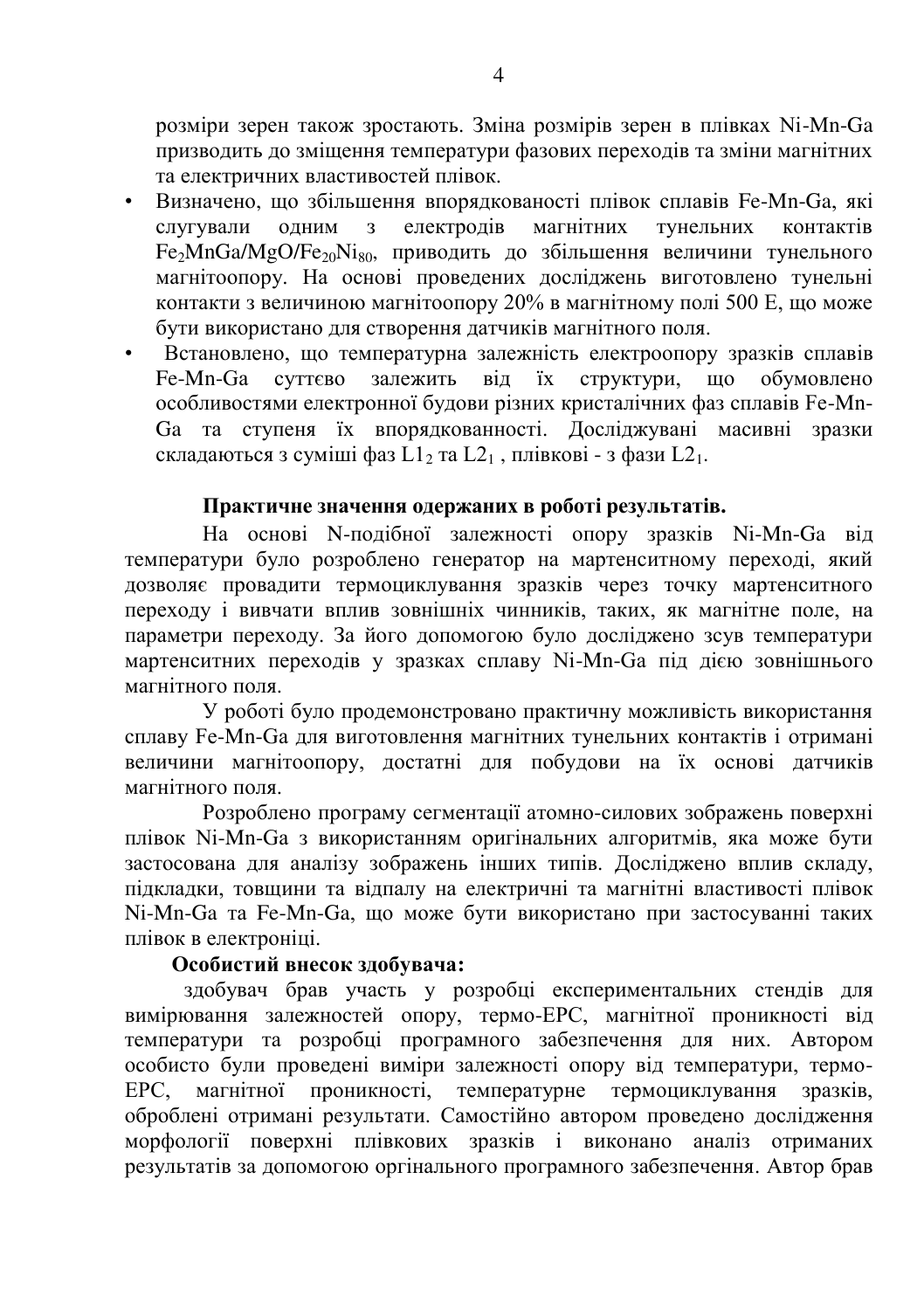розміри зерен також зростають. Зміна розмірів зерен в плівках Ni-Mn-Ga призводить до зміщення температури фазових переходів та зміни магнітних та електричних властивостей плівок.

- Визначено, що збільшення впорядкованості плівок сплавів Fe-Mn-Ga, які слугували одним з електродів магнітних тунельних контактів $Fe_2MnGa/MgO/Fe_{20}Ni_{80}$, приводить до збільшення величини тунельного магнітоопору. На основі проведених досліджень виготовлено тунельні контакти з величиною магнітоопору 20% в магнітному полі 500 Е, що може бути використано для створення датчиків магнітного поля.
- Встановлено, що температурна залежність електроопору зразків сплавів Fe-Mn-Ga суттєво залежить від їх структури, що обумовлено особливостями електронної будови різних кристалічних фаз сплавів Fe-Mn-Ga та ступеня їх впорядкованності. Досліджувані масивні зразки складаються з суміші фаз $L1_2$ та $L2_1$ , плівкові - з фази $L2_1$.

**Практичне значення одержаних в роботі результатів.**

На основі N-подібної залежності опору зразків Ni-Mn-Ga від температури було розроблено генератор на мартенситному переході, який дозволяє провадити термоциклування зразків через точку мартенситного переходу і вивчати вплив зовнішніх чинників, таких, як магнітне поле, на параметри переходу. За його допомогою було досліджено зсув температури мартенситних переходів у зразках сплаву Ni-Mn-Ga під дією зовнішнього магнітного поля.

У роботі було продемонстровано практичну можливість використання сплаву Fe-Mn-Ga для виготовлення магнітних тунельних контактів і отримані величини магнітоопору, достатні для побудови на їх основі датчиків магнітного поля.

Розроблено програму сегментації атомно-силових зображень поверхні плівок Ni-Mn-Ga з використанням оригінальних алгоритмів, яка може бути застосована для аналізу зображень інших типів. Досліджено вплив складу, підкладки, товщини та відпалу на електричні та магнітні властивості плівок Ni-Mn-Ga та Fe-Mn-Ga, що може бути використано при застосуванні таких плівок в електроніці.

**Особистий внесок здобувача:**

здобувач брав участь у розробці експериментальних стендів для вимірювання залежностей опору, термо-ЕРС, магнітної проникності від температури та розробці програмного забезпечення для них. Автором особисто були проведені виміри залежності опору від температури, термо-ЕРС, магнітної проникності, температурне термоциклування зразків, оброблені отримані результати. Самостійно автором проведено дослідження морфології поверхні плівкових зразків і виконано аналіз отриманих результатів за допомогою оргінального програмного забезпечення. Автор брав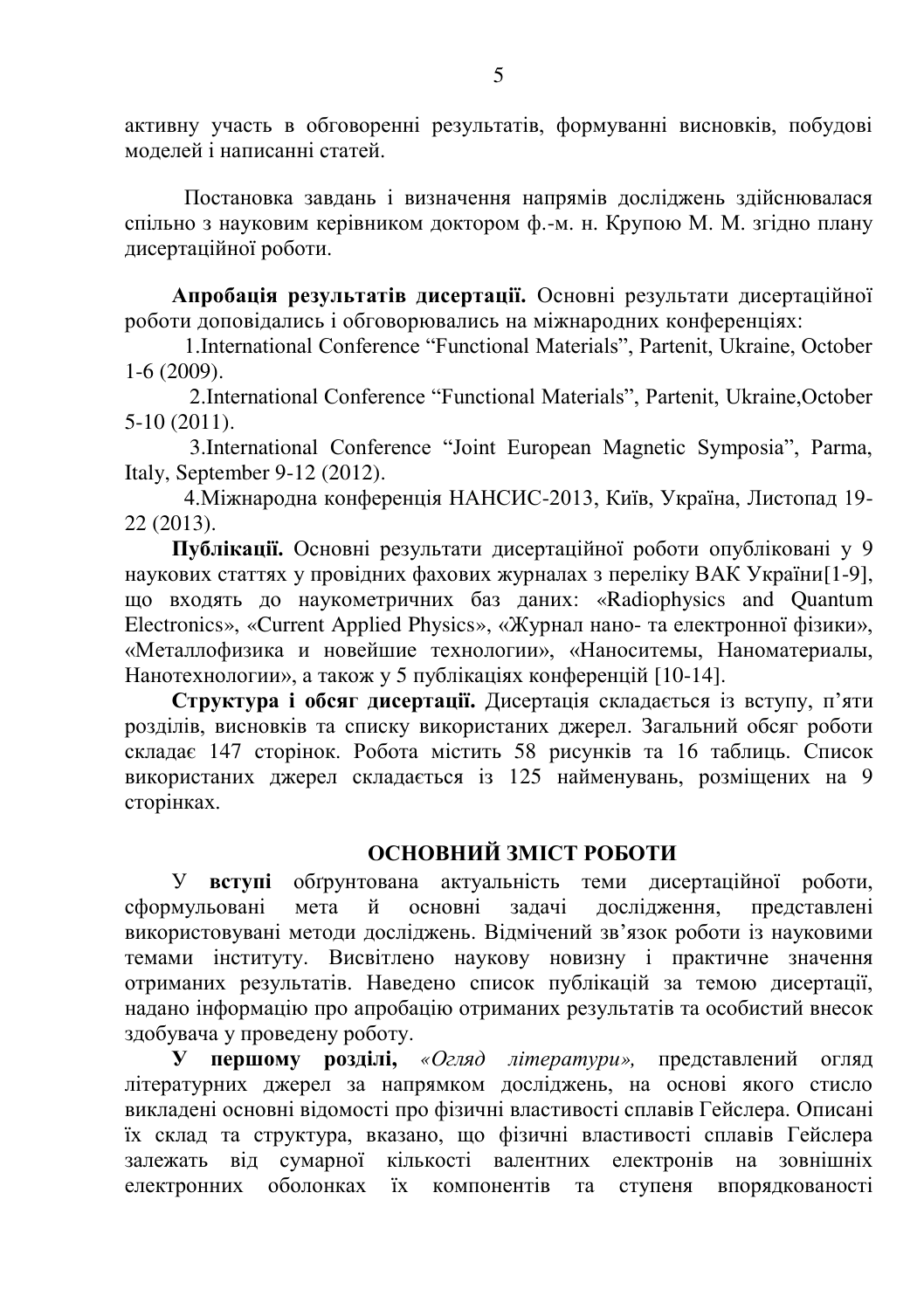активну участь в обговоренні результатів, формуванні висновків, побудові моделей і написанні статей.

Постановка завдань і визначення напрямів досліджень здійснювалася спільно з науковим керівником доктором ф.-м. н. Крупою М. М. згідно плану дисертаційної роботи.

**Апробація результатів дисертації.** Основні результати дисертаційної роботи доповідались і обговорювались на міжнародних конференціях:

1.International Conference "Functional Materials", Partenit, Ukraine, October 1-6 (2009).

2.International Conference "Functional Materials", Partenit, Ukraine,October 5-10 (2011).

3.International Conference "Joint European Magnetic Symposia", Parma, Italy, September 9-12 (2012).

4.Міжнародна конференція НАНСИС-2013, Київ, Україна, Листопад 19-22 (2013).

**Публікації.** Основні результати дисертаційної роботи опубліковані у 9 наукових статтях у провідних фахових журналах з переліку ВАК України[1-9], що входять до наукометричних баз даних: «Radiophysics and Quantum Electronics», «Current Applied Physics», «Журнал нано- та електронної фізики», «Металлофизика и новейшие технологии», «Наноситемы, Наноматериалы, Нанотехнологии», а також у 5 публікаціях конференцій [10-14].

**Структура і обсяг дисертації.** Дисертація складається із вступу, п'яти розділів, висновків та списку використаних джерел. Загальний обсяг роботи складає 147 сторінок. Робота містить 58 рисунків та 16 таблиць. Список використаних джерел складається із 125 найменувань, розміщених на 9 сторінках.

## ОСНОВНИЙ ЗМІСТ РОБОТИ

У **вступі** обґрунтована актуальність теми дисертаційної роботи, сформульовані мета й основні задачі дослідження, представлені використовувані методи досліджень. Відмічений зв'язок роботи із науковими темами інституту. Висвітлено наукову новизну і практичне значення отриманих результатів. Наведено список публікацій за темою дисертації, надано інформацію про апробацію отриманих результатів та особистий внесок здобувача у проведену роботу.

**У першому розділі,** *«Огляд літератури»,* представлений огляд літературних джерел за напрямком досліджень, на основі якого стисло викладені основні відомості про фізичні властивості сплавів Гейслера. Описані їх склад та структура, вказано, що фізичні властивості сплавів Гейслера залежать від сумарної кількості валентних електронів на зовнішніх електронних оболонках їх компонентів та ступеня впорядкованості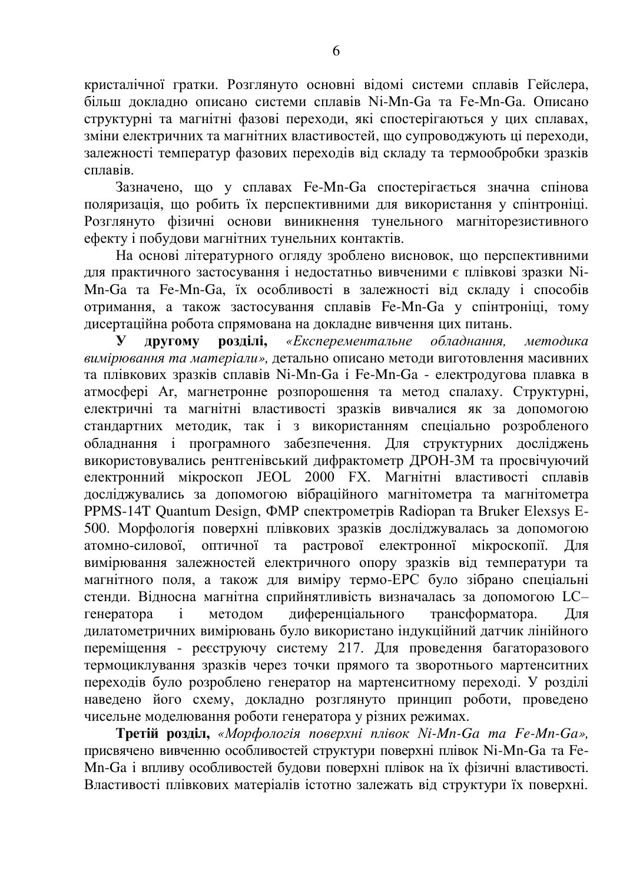кристалічної гратки. Розглянуто основні відомі системи сплавів Гейслера, більш докладно описано системи сплавів Ni-Mn-Ga та Fe-Mn-Ga. Описано структурні та магнітні фазові переходи, які спостерігаються у цих сплавах, зміни електричних та магнітних властивостей, що супроводжують ці переходи, залежності температур фазових переходів від складу та термообробки зразків сплавів.

Зазначено, що у сплавах Fe-Mn-Ga спостерігається значна спінова поляризація, що робить їх перспективними для використання у спінтроніці. Розглянуто фізичні основи виникнення тунельного магніторезистивного ефекту і побудови магнітних тунельних контактів.

На основі літературного огляду зроблено висновок, що перспективними для практичного застосування і недостатньо вивченими є плівкові зразки Ni-Mn-Ga та Fe-Mn-Ga, їх особливості в залежності від складу і способів отримання, а також застосування сплавів Fe-Mn-Ga у спінтроніці, тому дисертаційна робота спрямована на докладне вивчення цих питань.

**У другому розділі,** *«Експерементальне обладнання, методика вимірювання та матеріали»,* детально описано методи виготовлення масивних та плівкових зразків сплавів Ni-Mn-Ga і Fe-Mn-Ga - електродугова плавка в атмосфері Ar, магнетронне розпорошення та метод спалаху. Структурні, електричні та магнітні властивості зразків вивчалися як за допомогою стандартних методик, так і з використанням спеціально розробленого обладнання і програмного забезпечення. Для структурних досліджень використовувались рентгенівський дифрактометр ДРОН-3М та просвічуючий електронний мікроскоп JEOL 2000 FX. Магнітні властивості сплавів досліджувались за допомогою вібраційного магнітометра та магнітометра PPMS-14T Quantum Design, ФМР спектрометрів Radiopan та Bruker Elexsys E-500. Морфологія поверхні плівкових зразків досліджувалась за допомогою атомно-силової, оптичної та растрової електронної мікроскопії. Для вимірювання залежностей електричного опору зразків від температури та магнітного поля, а також для виміру термо-ЕРС було зібрано спеціальні стенди. Відносна магнітна сприйнятливість визначалась за допомогою LC–генератора і методом диференціального трансформатора. Для дилатометричних вимірювань було використано індукційний датчик лінійного переміщення - реєструючу систему 217. Для проведення багаторазового термоциклування зразків через точки прямого та зворотнього мартенситних переходів було розроблено генератор на мартенситному переході. У розділі наведено його схему, докладно розглянуто принцип роботи, проведено чисельне моделювання роботи генератора у різних режимах.

**Третій розділ,** *«Морфологія поверхні плівок Ni-Mn-Ga та Fe-Mn-Ga»,* присвячено вивченню особливостей структури поверхні плівок Ni-Mn-Ga та Fe-Mn-Ga і впливу особливостей будови поверхні плівок на їх фізичні властивості. Властивості плівкових матеріалів істотно залежать від структури їх поверхні.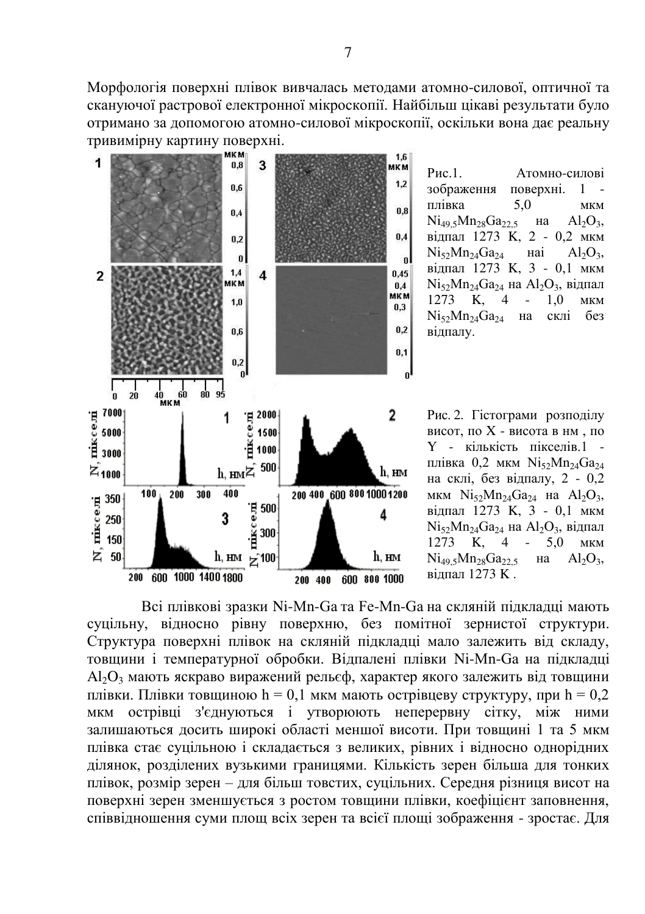Морфологія поверхні плівок вивчалась методами атомно-силової, оптичної та скануючої растрової електронної мікроскопії. Найбільш цікаві результати було отримано за допомогою атомно-силової мікроскопії, оскільки вона дає реальну тривимірну картину поверхні.

Рис.1. Атомно-силові зображення поверхні. 1 - плівка 5,0 мкм $Ni_{49,5}Mn_{28}Ga_{22,5}$ на $Al_2O_3$, відпал 1273 K, 2 - 0,2 мкм $Ni_{52}Mn_{24}Ga_{24}$ наі $Al_2O_3$, відпал 1273 K, 3 - 0,1 мкм $Ni_{52}Mn_{24}Ga_{24}$ на $Al_2O_3$, відпал 1273 K, 4 - 1,0 мкм $Ni_{52}Mn_{24}Ga_{24}$ на склі без відпалу.

Рис. 2. Гістограми розподілу висот, по X - висота в нм , по Y - кількість пікселів.1 - плівка 0,2 мкм $Ni_{52}Mn_{24}Ga_{24}$ на склі, без відпалу, 2 - 0,2 мкм $Ni_{52}Mn_{24}Ga_{24}$ на $Al_2O_3$, відпал 1273 K, 3 - 0,1 мкм $Ni_{52}Mn_{24}Ga_{24}$ на $Al_2O_3$, відпал 1273 K, 4 - 5,0 мкм $Ni_{49,5}Mn_{28}Ga_{22,5}$ на $Al_2O_3$, відпал 1273 K .

Всі плівкові зразки Ni-Mn-Ga та Fe-Mn-Ga на скляній підкладці мають суцільну, відносно рівну поверхню, без помітної зернистої структури. Структура поверхні плівок на скляній підкладці мало залежить від складу, товщини і температурної обробки. Відпалені плівки Ni-Mn-Ga на підкладці $Al_2O_3$ мають яскраво виражений рельєф, характер якого залежить від товщини плівки. Плівки товщиною h = 0,1 мкм мають острівцеву структуру, при h = 0,2 мкм острівці з'єднуються і утворюють неперервну сітку, між ними залишаються досить широкі області меншої висоти. При товщині 1 та 5 мкм плівка стає суцільною і складається з великих, рівних і відносно однорідних ділянок, розділених вузькими границями. Кількість зерен більша для тонких плівок, розмір зерен – для більш товстих, суцільних. Середня різниця висот на поверхні зерен зменшується з ростом товщини плівки, коефіцієнт заповнення, співвідношення суми площ всіх зерен та всієї площі зображення - зростає. Для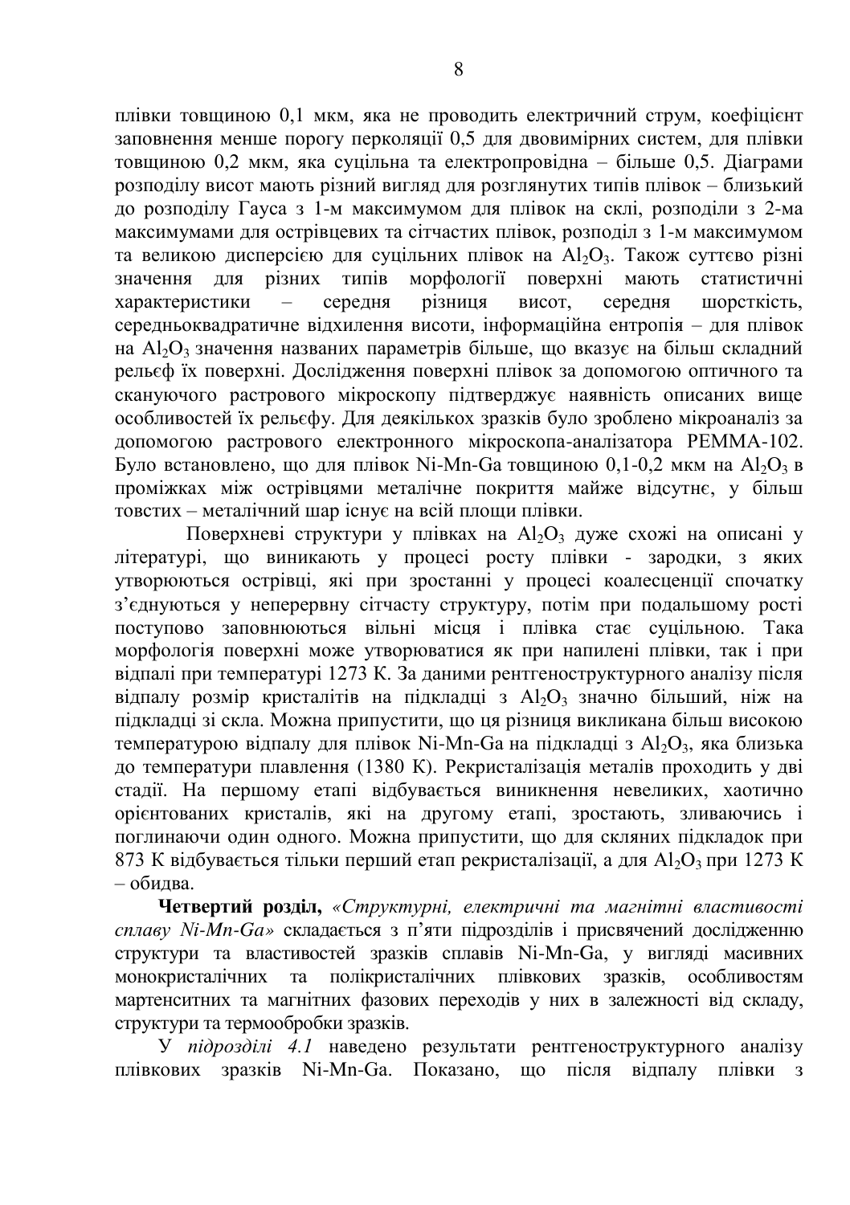плівки товщиною 0,1 мкм, яка не проводить електричний струм, коефіцієнт заповнення менше порогу перколяції 0,5 для двовимірних систем, для плівки товщиною 0,2 мкм, яка суцільна та електропровідна – більше 0,5. Діаграми розподілу висот мають різний вигляд для розглянутих типів плівок – близький до розподілу Гауса з 1-м максимумом для плівок на склі, розподіли з 2-ма максимумами для острівцевих та сітчастих плівок, розподіл з 1-м максимумом та великою дисперсією для суцільних плівок на $Al_2O_3$. Також суттєво різні значення для різних типів морфології поверхні мають статистичні характеристики – середня різниця висот, середня шорсткість, середньоквадратичне відхилення висоти, інформаційна ентропія – для плівок на $Al_2O_3$ значення названих параметрів більше, що вказує на більш складний рельєф їх поверхні. Дослідження поверхні плівок за допомогою оптичного та скануючого растрового мікроскопу підтверджує наявність описаних вище особливостей їх рельєфу. Для декількох зразків було зроблено мікроаналіз за допомогою растрового електронного мікроскопа-аналізатора РЕММА-102. Було встановлено, що для плівок Ni-Mn-Ga товщиною 0,1-0,2 мкм на $Al_2O_3$ в проміжках між острівцями металічне покриття майже відсутнє, у більш товстих – металічний шар існує на всій площи плівки.

Поверхневі структури у плівках на $Al_2O_3$ дуже схожі на описані у літературі, що виникають у процесі росту плівки - зародки, з яких утворюються острівці, які при зростанні у процесі коалесценції спочатку з'єднуються у неперервну сітчасту структуру, потім при подальшому рості поступово заповнюються вільні місця і плівка стає суцільною. Така морфологія поверхні може утворюватися як при напилені плівки, так і при відпалі при температурі 1273 К. За даними рентгеноструктурного аналізу після відпалу розмір кристалітів на підкладці з $Al_2O_3$ значно більший, ніж на підкладці зі скла. Можна припустити, що ця різниця викликана більш високою температурою відпалу для плівок Ni-Mn-Ga на підкладці з $Al_2O_3$, яка близька до температури плавлення (1380 К). Рекристалізація металів проходить у дві стадії. На першому етапі відбувається виникнення невеликих, хаотично орієнтованих кристалів, які на другому етапі, зростають, зливаючись і поглинаючи один одного. Можна припустити, що для скляних підкладок при 873 К відбувається тільки перший етап рекристалізації, а для $Al_2O_3$ при 1273 К – обидва.

**Четвертий розділ,** *«Структурні, електричні та магнітні властивості сплаву Ni-Mn-Ga»* складається з п'яти підрозділів і присвячений дослідженню структури та властивостей зразків сплавів Ni-Mn-Ga, у вигляді масивних монокристалічних та полікристалічних плівкових зразків, особливостям мартенситних та магнітних фазових переходів у них в залежності від складу, структури та термообробки зразків.

У *підрозділі 4.1* наведено результати рентгеноструктурного аналізу плівкових зразків Ni-Mn-Ga. Показано, що після відпалу плівки з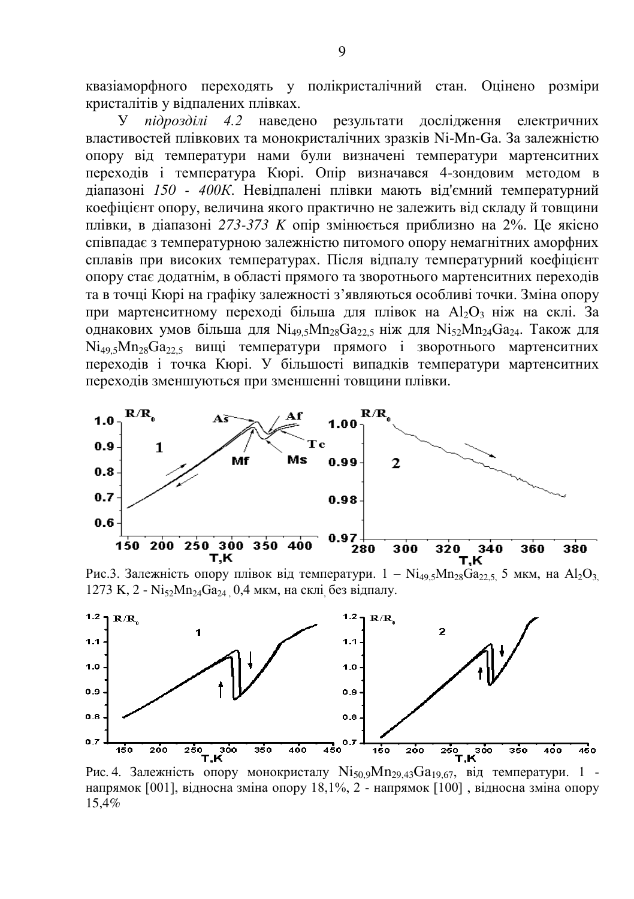квазіаморфного переходять у полікристалічний стан. Оцінено розміри кристалітів у відпалених плівках.

У *підрозділі 4.2* наведено результати дослідження електричних властивостей плівкових та монокристалічних зразків Ni-Mn-Ga. За залежністю опору від температури нами були визначені температури мартенситних переходів і температура Кюрі. Опір визначався 4-зондовим методом в діапазоні *150 - 400K.* Невідпалені плівки мають від'ємний температурний коефіцієнт опору, величина якого практично не залежить від складу й товщини плівки, в діапазоні *273-373 K* опір змінюється приблизно на 2%. Це якісно співпадає з температурною залежністю питомого опору немагнітних аморфних сплавів при високих температурах. Після відпалу температурний коефіцієнт опору стає додатнім, в області прямого та зворотнього мартенситних переходів та в точці Кюрі на графіку залежності з'являються особливі точки. Зміна опору при мартенситному переході більша для плівок на $Al_2O_3$ ніж на склі. За однакових умов більша для $Ni_{49,5}Mn_{28}Ga_{22,5}$ ніж для $Ni_{52}Mn_{24}Ga_{24}$. Також для $Ni_{49,5}Mn_{28}Ga_{22,5}$ вищі температури прямого і зворотнього мартенситних переходів і точка Кюрі. У більшості випадків температури мартенситних переходів зменшуються при зменшенні товщини плівки.

Рис.3. Залежність опору плівок від температури. 1 – $Ni_{49,5}Mn_{28}Ga_{22,5}$, 5 мкм, на $Al_2O_3$, 1273 K, 2 - $Ni_{52}Mn_{24}Ga_{24}$, 0,4 мкм, на склі, без відпалу.

Рис. 4. Залежність опору монокристалу $Ni_{50,9}Mn_{29,43}Ga_{19,67}$, від температури. 1 - напрямок [001], відносна зміна опору 18,1%, 2 - напрямок [100] , відносна зміна опору 15,4%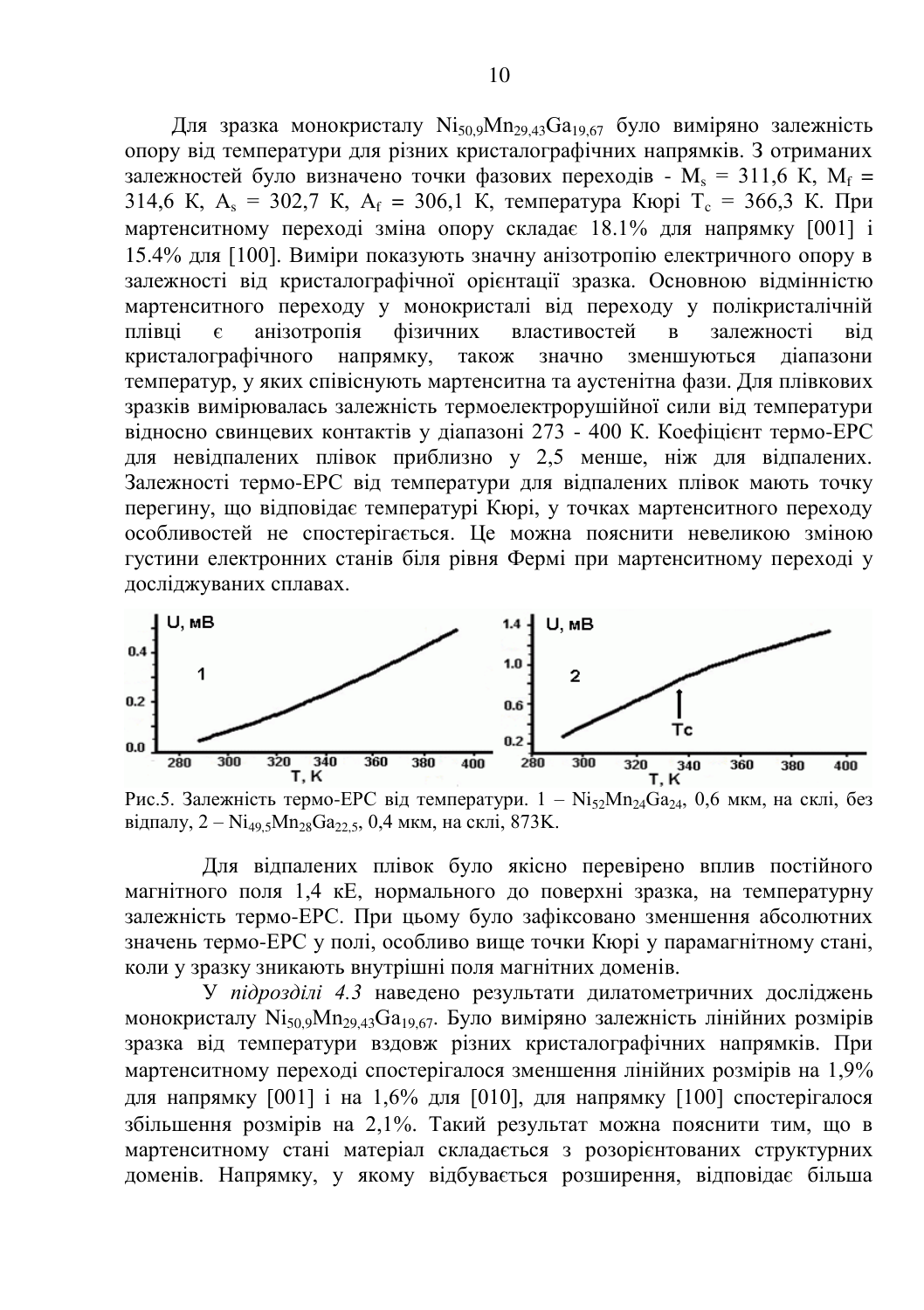Для зразка монокристалу $Ni_{50,9}Mn_{29,43}Ga_{19,67}$ було виміряно залежність опору від температури для різних кристалографічних напрямків. З отриманих залежностей було визначено точки фазових переходів - $M_s$ = 311,6 К, $M_f$ = 314,6 К, $A_s$ = 302,7 К, $A_f$ = 306,1 К, температура Кюрі $T_c$ = 366,3 К. При мартенситному переході зміна опору складає 18.1% для напрямку [001] і 15.4% для [100]. Виміри показують значну анізотропію електричного опору в залежності від кристалографічної орієнтації зразка. Основною відмінністю мартенситного переходу у монокристалі від переходу у полікристалічній плівці є анізотропія фізичних властивостей в залежності від кристалографічного напрямку, також значно зменшуються діапазони температур, у яких співіснують мартенситна та аустенітна фази. Для плівкових зразків вимірювалась залежність термоелектрорушійної сили від температури відносно свинцевих контактів у діапазоні 273 - 400 К. Коефіцієнт термо-ЕРС для невідпалених плівок приблизно у 2,5 менше, ніж для відпалених. Залежності термо-ЕРС від температури для відпалених плівок мають точку перегину, що відповідає температурі Кюрі, у точках мартенситного переходу особливостей не спостерігається. Це можна пояснити невеликою зміною густини електронних станів біля рівня Фермі при мартенситному переході у досліджуваних сплавах.

Рис.5. Залежність термо-ЕРС від температури. 1 – $Ni_{52}Mn_{24}Ga_{24}$, 0,6 мкм, на склі, без відпалу, 2 – $Ni_{49,5}Mn_{28}Ga_{22,5}$, 0,4 мкм, на склі, 873K.

Для відпалених плівок було якісно перевірено вплив постійного магнітного поля 1,4 кЕ, нормального до поверхні зразка, на температурну залежність термо-ЕРС. При цьому було зафіксовано зменшення абсолютних значень термо-ЕРС у полі, особливо вище точки Кюрі у парамагнітному стані, коли у зразку зникають внутрішні поля магнітних доменів.

У *підрозділі 4.3* наведено результати дилатометричних досліджень монокристалу $Ni_{50,9}Mn_{29,43}Ga_{19,67}$. Було виміряно залежність лінійних розмірів зразка від температури вздовж різних кристалографічних напрямків. При мартенситному переході спостерігалося зменшення лінійних розмірів на 1,9% для напрямку [001] і на 1,6% для [010], для напрямку [100] спостерігалося збільшення розмірів на 2,1%. Такий результат можна пояснити тим, що в мартенситному стані матеріал складається з розорієнтованих структурних доменів. Напрямку, у якому відбувається розширення, відповідає більша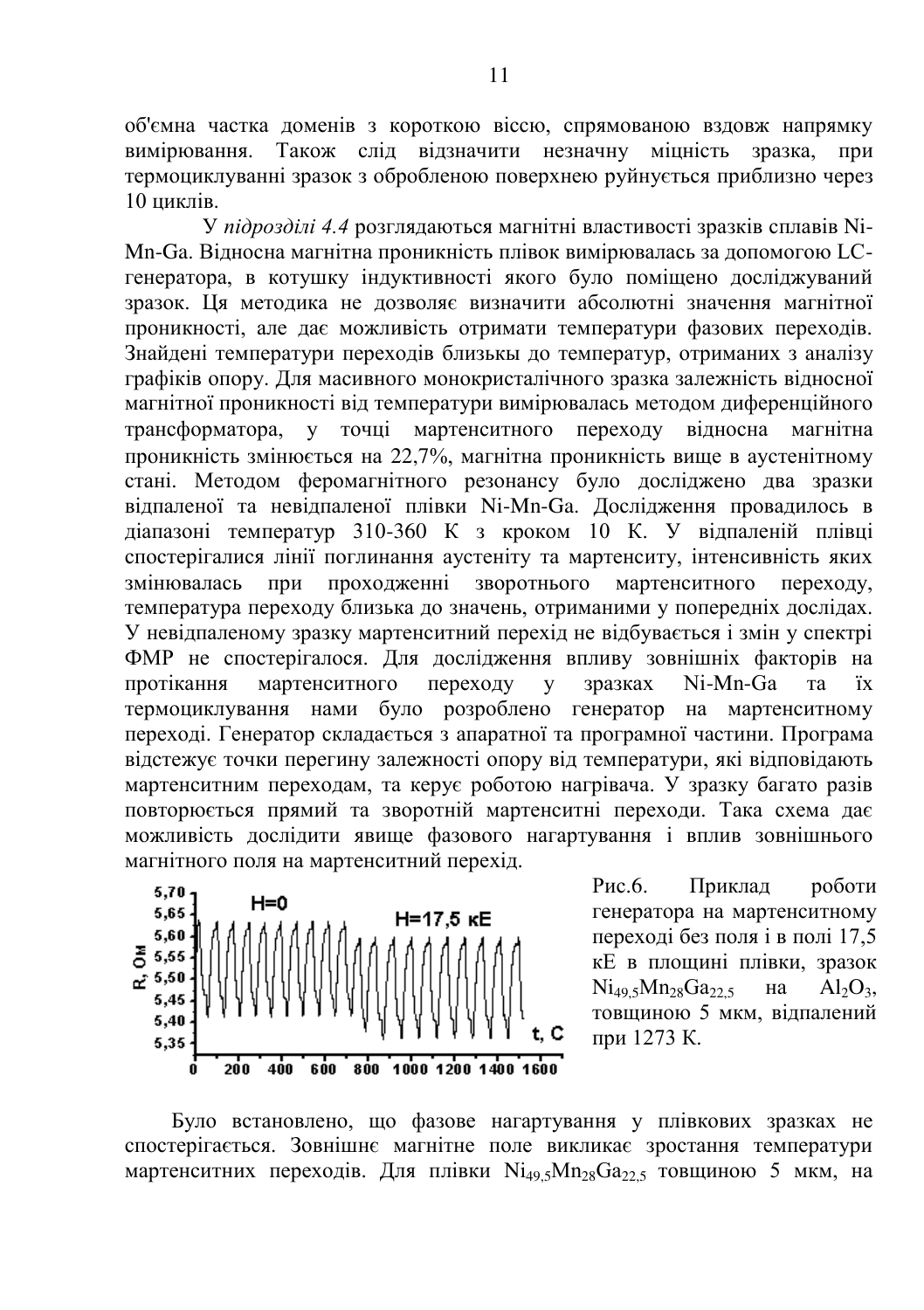об'ємна частка доменів з короткою віссю, спрямованою вздовж напрямку вимірювання. Також слід відзначити незначну міцність зразка, при термоциклуванні зразок з обробленою поверхнею руйнується приблизно через 10 циклів.

У *підрозділі 4.4* розглядаються магнітні властивості зразків сплавів Ni-Mn-Ga. Відносна магнітна проникність плівок вимірювалась за допомогою LC-генератора, в котушку індуктивності якого було поміщено досліджуваний зразок. Ця методика не дозволяє визначити абсолютні значення магнітної проникності, але дає можливість отримати температури фазових переходів. Знайдені температури переходів близькы до температур, отриманих з аналізу графіків опору. Для масивного монокристалічного зразка залежність відносної магнітної проникності від температури вимірювалась методом диференційного трансформатора, у точці мартенситного переходу відносна магнітна проникність змінюється на 22,7%, магнітна проникність вище в аустенітному стані. Методом феромагнітного резонансу було досліджено два зразки відпаленої та невідпаленої плівки Ni-Mn-Ga. Дослідження провадилось в діапазоні температур 310-360 К з кроком 10 К. У відпаленій плівці спостерігалися лінії поглинання аустеніту та мартенситу, інтенсивність яких змінювалась при проходженні зворотнього мартенситного переходу, температура переходу близька до значень, отриманими у попередніх дослідах. У невідпаленому зразку мартенситний перехід не відбувається і змін у спектрі ФМР не спостерігалося. Для дослідження впливу зовнішніх факторів на протікання мартенситного переходу у зразках Ni-Mn-Ga та їх термоциклування нами було розроблено генератор на мартенситному переході. Генератор складається з апаратної та програмної частини. Програма відстежує точки перегину залежності опору від температури, які відповідають мартенситним переходам, та керує роботою нагрівача. У зразку багато разів повторюється прямий та зворотній мартенситні переходи. Така схема дає можливість дослідити явище фазового нагартування і вплив зовнішнього магнітного поля на мартенситний перехід.

Рис.6. Приклад роботи генератора на мартенситному переході без поля і в полі 17,5 кЕ в площині плівки, зразок $Ni_{49,5}Mn_{28}Ga_{22,5}$ на $Al_2O_3$, товщиною 5 мкм, відпалений при 1273 К.

Було встановлено, що фазове нагартування у плівкових зразках не спостерігається. Зовнішнє магнітне поле викликає зростання температури мартенситних переходів. Для плівки $Ni_{49,5}Mn_{28}Ga_{22,5}$ товщиною 5 мкм, на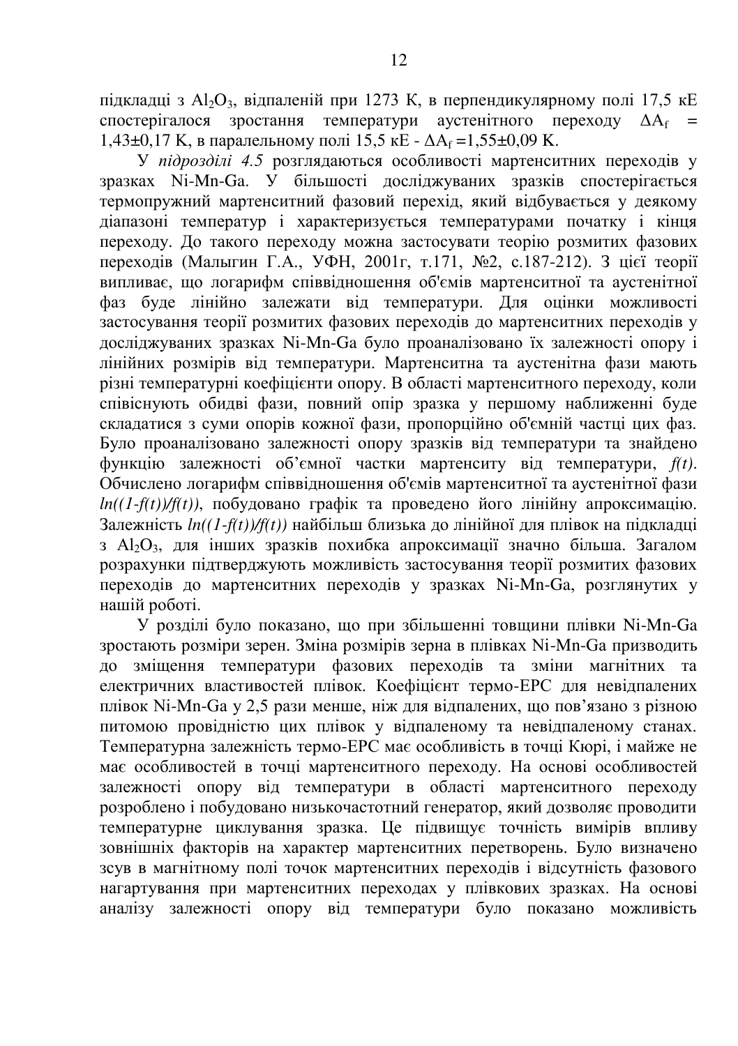підкладці з $Al_2O_3$, відпаленій при 1273 К, в перпендикулярному полі 17,5 кЕ спостерігалося зростання температури аустенітного переходу $\Delta A_f$ = 1,43±0,17 К, в паралельному полі 15,5 кЕ - $\Delta A_f$ =1,55±0,09 К.

У *підрозділі 4.5* розглядаються особливості мартенситних переходів у зразках Ni-Mn-Ga. У більшості досліджуваних зразків спостерігається термопружний мартенситний фазовий перехід, який відбувається у деякому діапазоні температур і характеризується температурами початку і кінця переходу. До такого переходу можна застосувати теорію розмитих фазових переходів (Малыгин Г.А., УФН, 2001г, т.171, №2, с.187-212). З цієї теорії випливає, що логарифм співвідношення об'ємів мартенситної та аустенітної фаз буде лінійно залежати від температури. Для оцінки можливості застосування теорії розмитих фазових переходів до мартенситних переходів у досліджуваних зразках Ni-Mn-Ga було проаналізовано їх залежності опору і лінійних розмірів від температури. Мартенситна та аустенітна фази мають різні температурні коефіцієнти опору. В області мартенситного переходу, коли співіснують обидві фази, повний опір зразка у першому наближенні буде складатися з суми опорів кожної фази, пропорційно об'ємній частці цих фаз. Було проаналізовано залежності опору зразків від температури та знайдено функцію залежності об'ємної частки мартенситу від температури, $f(t)$. Обчислено логарифм співвідношення об'ємів мартенситної та аустенітної фази $ln((1-f(t))/f(t))$, побудовано графік та проведено його лінійну апроксимацію. Залежність $ln((1-f(t))/f(t))$ найбільш близька до лінійної для плівок на підкладці з $Al_2O_3$, для інших зразків похибка апроксимації значно більша. Загалом розрахунки підтверджують можливість застосування теорії розмитих фазових переходів до мартенситних переходів у зразках Ni-Mn-Ga, розглянутих у нашій роботі.

У розділі було показано, що при збільшенні товщини плівки Ni-Mn-Ga зростають розміри зерен. Зміна розмірів зерна в плівках Ni-Mn-Ga призводить до зміщення температури фазових переходів та зміни магнітних та електричних властивостей плівок. Коефіцієнт термо-ЕРС для невідпалених плівок Ni-Mn-Ga у 2,5 рази менше, ніж для відпалених, що пов'язано з різною питомою провідністю цих плівок у відпаленому та невідпаленому станах. Температурна залежність термо-ЕРС має особливість в точці Кюрі, і майже не має особливостей в точці мартенситного переходу. На основі особливостей залежності опору від температури в області мартенситного переходу розроблено і побудовано низькочастотний генератор, який дозволяє проводити температурне циклування зразка. Це підвищує точність вимірів впливу зовнішніх факторів на характер мартенситних перетворень. Було визначено зсув в магнітному полі точок мартенситних переходів і відсутність фазового нагартування при мартенситних переходах у плівкових зразках. На основі аналізу залежності опору від температури було показано можливість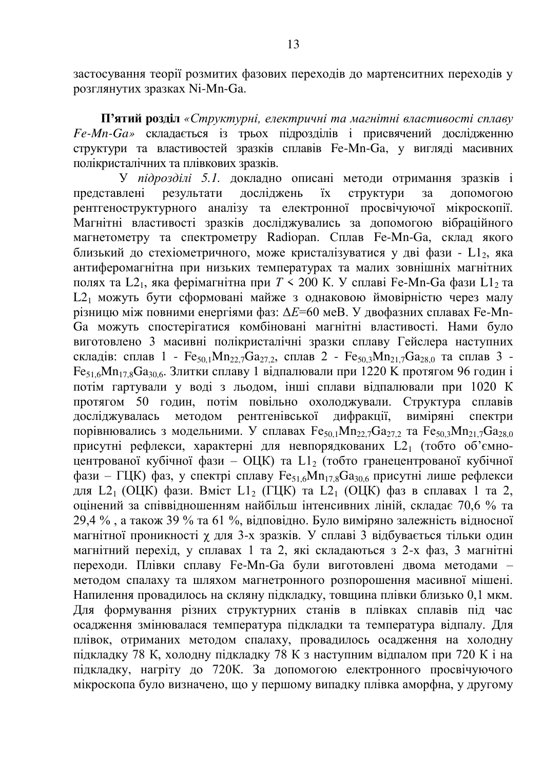застосування теорії розмитих фазових переходів до мартенситних переходів у розглянутих зразках Ni-Mn-Ga.

**П'ятий розділ** *«Структурні, електричні та магнітні властивості сплаву Fe-Mn-Ga»* складається із трьох підрозділів і присвячений дослідженню структури та властивостей зразків сплавів Fe-Mn-Ga, у вигляді масивних полікристалічних та плівкових зразків.

У *підрозділі 5.1.* докладно описані методи отримання зразків і представлені результати досліджень їх структури за допомогою рентгеноструктурного аналізу та електронної просвічуючої мікроскопії. Магнітні властивості зразків досліджувались за допомогою вібраційного магнетометру та спектрометру Radiopan. Сплав Fe-Mn-Ga, склад якого близький до стехіометричного, може кристалізуватися у дві фази - $L1_2$, яка антиферомагнітна при низьких температурах та малих зовнішніх магнітних полях та $L2_1$, яка ферімагнітна при $T < 200$ К. У сплаві Fe-Mn-Ga фази $L1_2$ та $L2_1$ можуть бути сформовані майже з однаковою ймовірністю через малу різницю між повними енергіями фаз: $\Delta E$=60 меВ. У двофазних сплавах Fe-Mn-Ga можуть спостерігатися комбіновані магнітні властивості. Нами було виготовлено 3 масивні полікристалічні зразки сплаву Гейслера наступних складів: сплав 1 - $Fe_{50,1}Mn_{22,7}Ga_{27,2}$, сплав 2 - $Fe_{50,3}Mn_{21,7}Ga_{28,0}$ та сплав 3 - $Fe_{51,6}Mn_{17,8}Ga_{30,6}$. Злитки сплаву 1 відпалювали при 1220 К протягом 96 годин і потім гартували у воді з льодом, інші сплави відпалювали при 1020 К протягом 50 годин, потім повільно охолоджували. Структура сплавів досліджувалась методом рентгенівської дифракції, виміряні спектри порівнювались з модельними. У сплавах $Fe_{50,1}Mn_{22,7}Ga_{27,2}$ та $Fe_{50,3}Mn_{21,7}Ga_{28,0}$ присутні рефлекси, характерні для невпорядкованих $L2_1$ (тобто об'ємно-центрованої кубічної фази – ОЦК) та $L1_2$ (тобто гранецентрованої кубічної фази – ГЦК) фаз, у спектрі сплаву $Fe_{51,6}Mn_{17,8}Ga_{30,6}$ присутні лише рефлекси для $L2_1$ (ОЦК) фази. Вміст $L1_2$ (ГЦК) та $L2_1$ (ОЦК) фаз в сплавах 1 та 2, оцінений за співвідношенням найбільш інтенсивних ліній, складає 70,6 % та 29,4 % , а також 39 % та 61 %, відповідно. Було виміряно залежність відносної магнітної проникності $\chi$ для 3-х зразків. У сплаві 3 відбувається тільки один магнітний перехід, у сплавах 1 та 2, які складаються з 2-х фаз, 3 магнітні переходи. Плівки сплаву Fe-Mn-Ga були виготовлені двома методами – методом спалаху та шляхом магнетронного розпорошення масивної мішені. Напилення провадилось на скляну підкладку, товщина плівки близько 0,1 мкм. Для формування різних структурних станів в плівках сплавів під час осадження змінювалася температура підкладки та температура відпалу. Для плівок, отриманих методом спалаху, провадилось осадження на холодну підкладку 78 К, холодну підкладку 78 К з наступним відпалом при 720 К і на підкладку, нагріту до 720К. За допомогою електронного просвічуючого мікроскопа було визначено, що у першому випадку плівка аморфна, у другому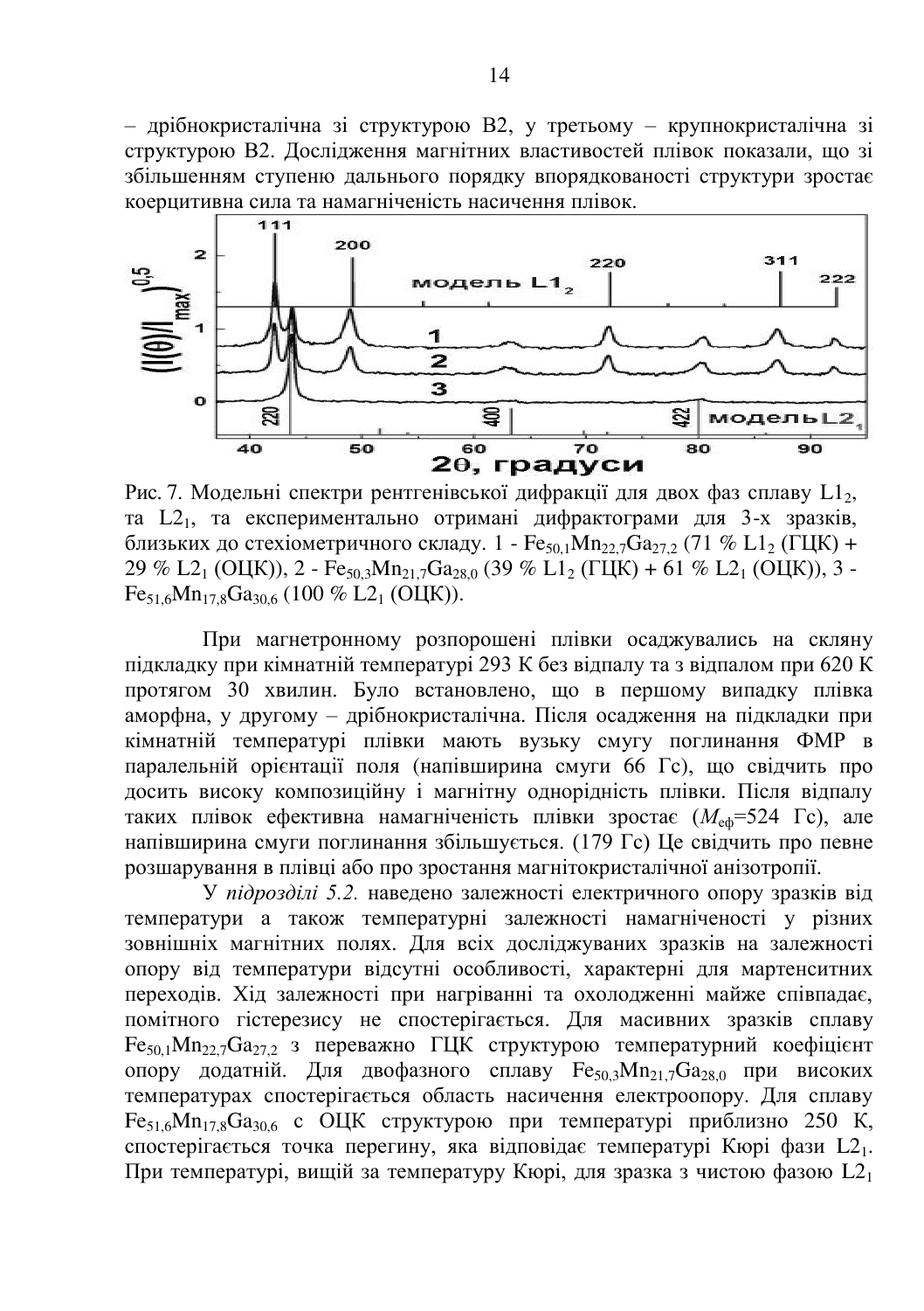– дрібнокристалічна зі структурою B2, у третьому – крупнокристалічна зі структурою B2. Дослідження магнітних властивостей плівок показали, що зі збільшенням ступеню дальнього порядку впорядкованості структури зростає коерцитивна сила та намагніченість насичення плівок.

Рис. 7. Модельні спектри рентгенівської дифракції для двох фаз сплаву $L1_2$, та $L2_1$, та експериментально отримані дифрактограми для 3-х зразків, близьких до стехіометричного складу. 1 - $Fe_{50,1}Mn_{22,7}Ga_{27,2}$ (71 % $L1_2$ (ГЦК) + 29 % $L2_1$ (ОЦК)), 2 - $Fe_{50,3}Mn_{21,7}Ga_{28,0}$ (39 % $L1_2$ (ГЦК) + 61 % $L2_1$ (ОЦК)), 3 - $Fe_{51,6}Mn_{17,8}Ga_{30,6}$ (100 % $L2_1$ (ОЦК)).

При магнетронному розпорошені плівки осаджувались на скляну підкладку при кімнатній температурі 293 К без відпалу та з відпалом при 620 К протягом 30 хвилин. Було встановлено, що в першому випадку плівка аморфна, у другому – дрібнокристалічна. Після осадження на підкладки при кімнатній температурі плівки мають вузьку смугу поглинання ФМР в паралельній орієнтації поля (напівширина смуги 66 Гс), що свідчить про досить високу композиційну і магнітну однорідність плівки. Після відпалу таких плівок ефективна намагніченість плівки зростає ($M_{еф}$=524 Гс), але напівширина смуги поглинання збільшується. (179 Гс) Це свідчить про певне розшарування в плівці або про зростання магнітокристалічної анізотропії.

У *підрозділі 5.2.* наведено залежності електричного опору зразків від температури а також температурні залежності намагніченості у різних зовнішніх магнітних полях. Для всіх досліджуваних зразків на залежності опору від температури відсутні особливості, характерні для мартенситних переходів. Хід залежності при нагріванні та охолодженні майже співпадає, помітного гістерезису не спостерігається. Для масивних зразків сплаву $Fe_{50,1}Mn_{22,7}Ga_{27,2}$ з переважно ГЦК структурою температурний коефіцієнт опору додатній. Для двофазного сплаву $Fe_{50,3}Mn_{21,7}Ga_{28,0}$ при високих температурах спостерігається область насичення електроопору. Для сплаву $Fe_{51,6}Mn_{17,8}Ga_{30,6}$ с ОЦК структурою при температурі приблизно 250 К, спостерігається точка перегину, яка відповідає температурі Кюрі фази $L2_1$. При температурі, вищій за температуру Кюрі, для зразка з чистою фазою $L2_1$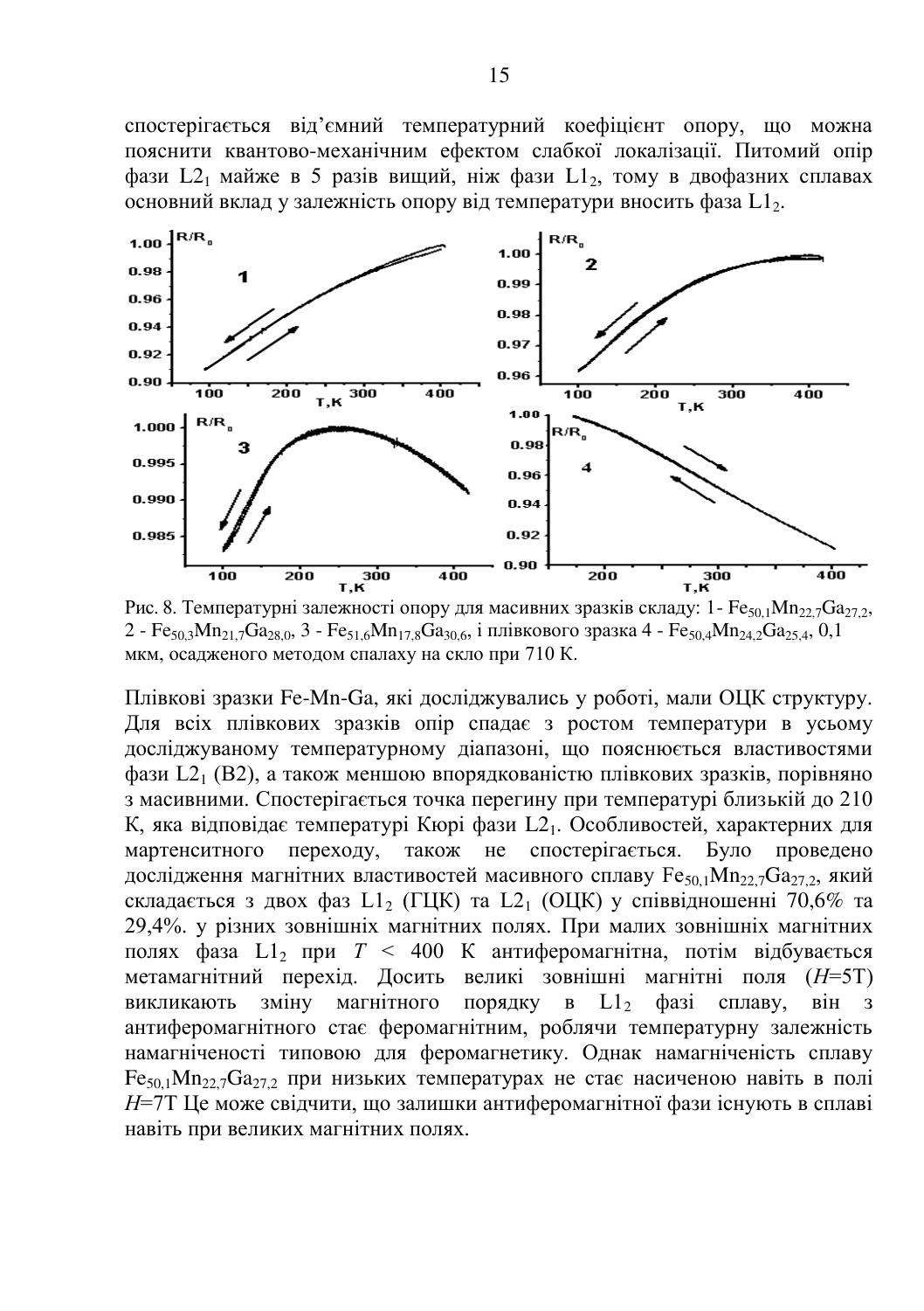спостерігається від'ємний температурний коефіцієнт опору, що можна пояснити квантово-механічним ефектом слабкої локалізації. Питомий опір фази $L2_1$ майже в 5 разів вищий, ніж фази $L1_2$, тому в двофазних сплавах основний вклад у залежність опору від температури вносить фаза $L1_2$.

Рис. 8. Температурні залежності опору для масивних зразків складу: 1- $Fe_{50,1}Mn_{22,7}Ga_{27,2}$, 2 - $Fe_{50,3}Mn_{21,7}Ga_{28,0}$, 3 - $Fe_{51,6}Mn_{17,8}Ga_{30,6}$, і плівкового зразка 4 - $Fe_{50,4}Mn_{24,2}Ga_{25,4}$, 0,1 мкм, осадженого методом спалаху на скло при 710 К.

Плівкові зразки Fe-Mn-Ga, які досліджувались у роботі, мали ОЦК структуру. Для всіх плівкових зразків опір спадає з ростом температури в усьому досліджуваному температурному діапазоні, що пояснюється властивостями фази $L2_1$ (B2), а також меншою впорядкованістю плівкових зразків, порівняно з масивними. Спостерігається точка перегину при температурі близькій до 210 К, яка відповідає температурі Кюрі фази $L2_1$. Особливостей, характерних для мартенситного переходу, також не спостерігається. Було проведено дослідження магнітних властивостей масивного сплаву $Fe_{50,1}Mn_{22,7}Ga_{27,2}$, який складається з двох фаз $L1_2$ (ГЦК) та $L2_1$ (ОЦК) у співвідношенні 70,6% та 29,4%. у різних зовнішніх магнітних полях. При малих зовнішніх магнітних полях фаза $L1_2$ при $T$ < 400 К антиферомагнітна, потім відбувається метамагнітний перехід. Досить великі зовнішні магнітні поля ($H$=5Т) викликають зміну магнітного порядку в $L1_2$ фазі сплаву, він з антиферомагнітного стає феромагнітним, роблячи температурну залежність намагніченості типовою для феромагнетику. Однак намагніченість сплаву $Fe_{50,1}Mn_{22,7}Ga_{27,2}$ при низьких температурах не стає насиченою навіть в полі $H$=7Т Це може свідчити, що залишки антиферомагнітної фази існують в сплаві навіть при великих магнітних полях.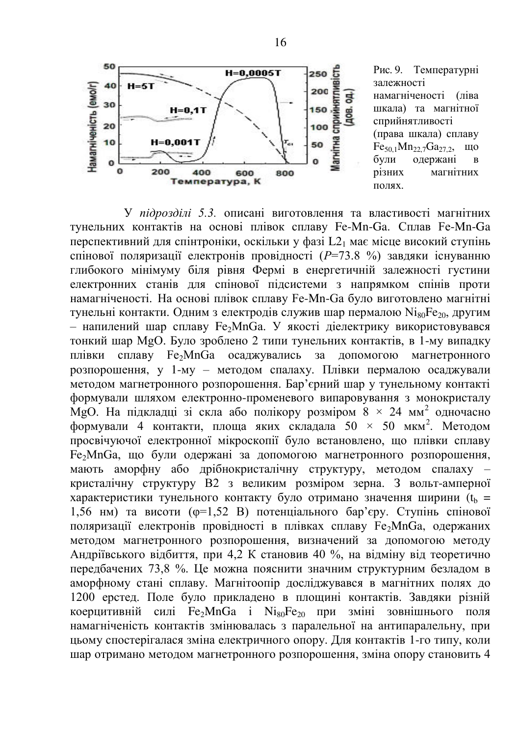Рис. 9. Температурні залежності намагніченості (ліва шкала) та магнітної сприйнятливості (права шкала) сплаву $Fe_{50,1}Mn_{22,7}Ga_{27,2}$, що були одержані в різних магнітних полях.

У *підрозділі 5.3.* описані виготовлення та властивості магнітних тунельних контактів на основі плівок сплаву Fe-Mn-Ga. Сплав Fe-Mn-Ga перспективний для спінтроніки, оскільки у фазі $L2_1$ має місце високий ступінь спінової поляризації електронів провідності ($P$=73.8 %) завдяки існуванню глибокого мінімуму біля рівня Фермі в енергетичній залежності густини електронних станів для спінової підсистеми з напрямком спінів проти намагніченості. На основі плівок сплаву Fe-Mn-Ga було виготовлено магнітні тунельні контакти. Одним з електродів служив шар пермалою $Ni_{80}Fe_{20}$, другим – напилений шар сплаву $Fe_2MnGa$. У якості діелектрику використовувався тонкий шар MgO. Було зроблено 2 типи тунельних контактів, в 1-му випадку плівки сплаву $Fe_2MnGa$ осаджувались за допомогою магнетронного розпорошення, у 1-му – методом спалаху. Плівки пермалою осаджували методом магнетронного розпорошення. Бар'єрний шар у тунельному контакті формували шляхом електронно-променевого випаровування з монокристалу MgO. На підкладці зі скла або полікору розміром 8 × 24 мм$^2$ одночасно формували 4 контакти, площа яких складала 50 × 50 мкм$^2$. Методом просвічуючої електронної мікроскопії було встановлено, що плівки сплаву $Fe_2MnGa$, що були одержані за допомогою магнетронного розпорошення, мають аморфну або дрібнокристалічну структуру, методом спалаху – кристалічну структуру B2 з великим розміром зерна. З вольт-амперної характеристики тунельного контакту було отримано значення ширини ($t_b$ = 1,56 нм) та висоти ($\varphi$=1,52 В) потенціального бар'єру. Ступінь спінової поляризації електронів провідності в плівках сплаву $Fe_2MnGa$, одержаних методом магнетронного розпорошення, визначений за допомогою методу Андріївського відбиття, при 4,2 К становив 40 %, на відміну від теоретично передбачених 73,8 %. Це можна пояснити значним структурним безладом в аморфному стані сплаву. Магнітоопір досліджувався в магнітних полях до 1200 ерстед. Поле було прикладено в площині контактів. Завдяки різній коерцитивній силі $Fe_2MnGa$ і $Ni_{80}Fe_{20}$ при зміні зовнішнього поля намагніченість контактів змінювалась з паралельної на антипаралельну, при цьому спостерігалася зміна електричного опору. Для контактів 1-го типу, коли шар отримано методом магнетронного розпорошення, зміна опору становить 4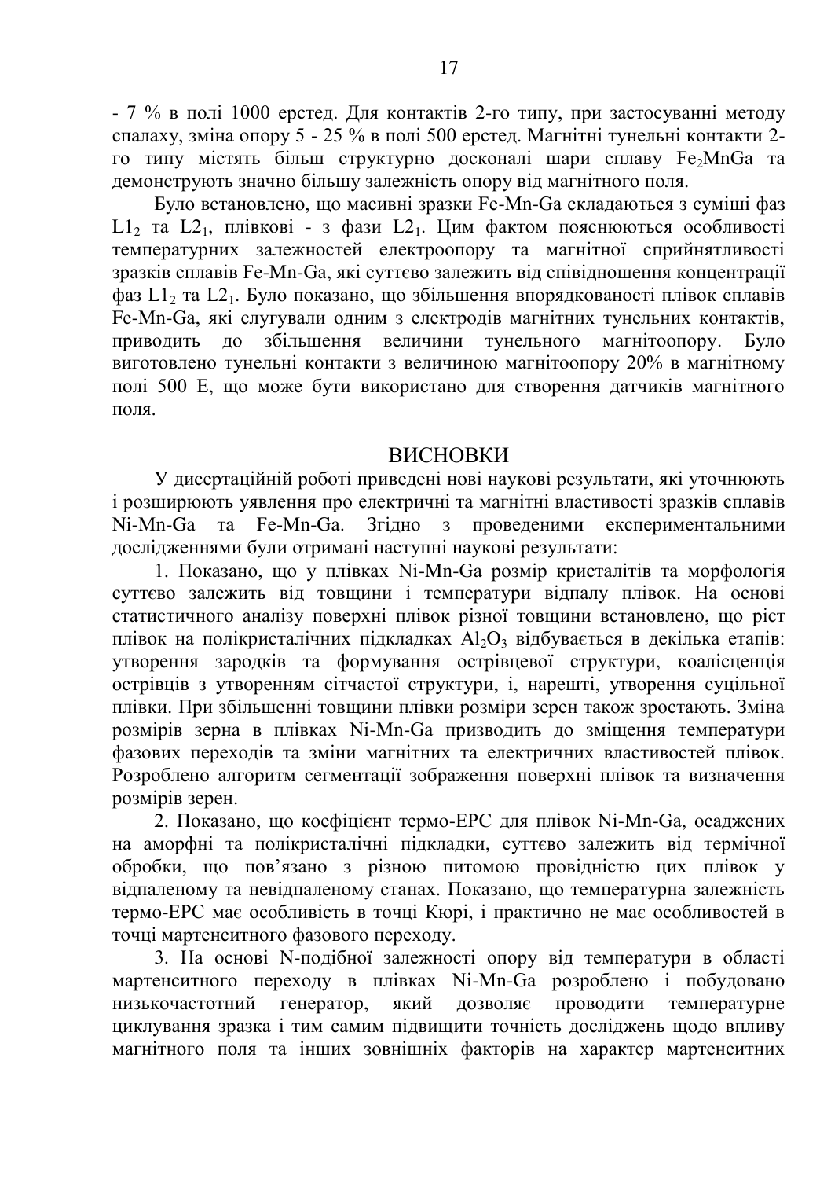- 7 % в полі 1000 ерстед. Для контактів 2-го типу, при застосуванні методу спалаху, зміна опору 5 - 25 % в полі 500 ерстед. Магнітні тунельні контакти 2-го типу містять більш структурно досконалі шари сплаву $Fe_2MnGa$ та демонструють значно більшу залежність опору від магнітного поля.

Було встановлено, що масивні зразки Fe-Mn-Ga складаються з суміші фаз $L1_2$ та $L2_1$, плівкові - з фази $L2_1$. Цим фактом пояснюються особливості температурних залежностей електроопору та магнітної сприйнятливості зразків сплавів Fe-Mn-Ga, які суттєво залежить від співвідношення концентрації фаз $L1_2$ та $L2_1$. Було показано, що збільшення впорядкованості плівок сплавів Fe-Mn-Ga, які слугували одним з електродів магнітних тунельних контактів, приводить до збільшення величини тунельного магнітоопору. Було виготовлено тунельні контакти з величиною магнітоопору 20% в магнітному полі 500 Е, що може бути використано для створення датчиків магнітного поля.

## ВИСНОВКИ

У дисертаційній роботі приведені нові наукові результати, які уточнюють і розширюють уявлення про електричні та магнітні властивості зразків сплавів Ni-Mn-Ga та Fe-Mn-Ga. Згідно з проведеними експериментальними дослідженнями були отримані наступні наукові результати:

1. Показано, що у плівках Ni-Mn-Ga розмір кристалітів та морфологія суттєво залежить від товщини і температури відпалу плівок. На основі статистичного аналізу поверхні плівок різної товщини встановлено, що ріст плівок на полікристалічних підкладках $Al_2O_3$ відбувається в декілька етапів: утворення зародків та формування острівцевої структури, коалісценція острівців з утворенням сітчастої структури, і, нарешті, утворення суцільної плівки. При збільшенні товщини плівки розміри зерен також зростають. Зміна розмірів зерна в плівках Ni-Mn-Ga призводить до зміщення температури фазових переходів та зміни магнітних та електричних властивостей плівок. Розроблено алгоритм сегментації зображення поверхні плівок та визначення розмірів зерен.

2. Показано, що коефіцієнт термо-ЕРС для плівок Ni-Mn-Ga, осаджених на аморфні та полікристалічні підкладки, суттєво залежить від термічної обробки, що пов'язано з різною питомою провідністю цих плівок у відпаленому та невідпаленому станах. Показано, що температурна залежність термо-ЕРС має особливість в точці Кюрі, і практично не має особливостей в точці мартенситного фазового переходу.

3. На основі N-подібної залежності опору від температури в області мартенситного переходу в плівках Ni-Mn-Ga розроблено і побудовано низькочастотний генератор, який дозволяє проводити температурне циклування зразка і тим самим підвищити точність досліджень щодо впливу магнітного поля та інших зовнішніх факторів на характер мартенситних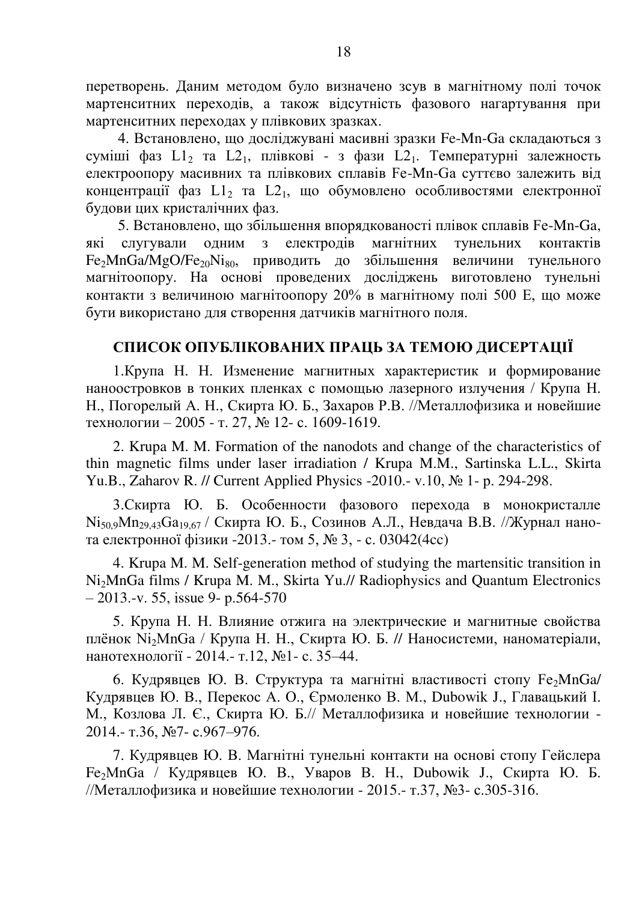перетворень. Даним методом було визначено зсув в магнітному полі точок мартенситних переходів, а також відсутність фазового нагартування при мартенситних переходах у плівкових зразках.

4. Встановлено, що досліджувані масивні зразки Fe-Mn-Ga складаються з суміші фаз $L1_2$ та $L2_1$, плівкові - з фази $L2_1$. Температурні залежность електроопору масивних та плівкових сплавів Fe-Mn-Ga суттєво залежить від концентрації фаз $L1_2$ та $L2_1$, що обумовлено особливостями електронної будови цих кристалічних фаз.

5. Встановлено, що збільшення впорядкованості плівок сплавів Fe-Mn-Ga, які слугували одним з електродів магнітних тунельних контактів $Fe_2MnGa/MgO/Fe_{20}Ni_{80}$, приводить до збільшення величини тунельного магнітоопору. На основі проведених досліджень виготовлено тунельні контакти з величиною магнітоопору 20% в магнітному полі 500 Е, що може бути використано для створення датчиків магнітного поля.

## СПИСОК ОПУБЛІКОВАНИХ ПРАЦЬ ЗА ТЕМОЮ ДИСЕРТАЦІЇ

1.Крупа Н. Н. Изменение магнитных характеристик и формирование наноостровков в тонких пленках с помощью лазерного излучения / Крупа Н. Н., Погорелый А. Н., Скирта Ю. Б., Захаров Р.В. //Металлофизика и новейшие технологии – 2005 - т. 27, № 12- с. 1609-1619.

2. Krupa M. M. Formation of the nanodots and change of the characteristics of thin magnetic films under laser irradiation / Krupa M.M., Sartinska L.L., Skirta Yu.B., Zaharov R. // Current Applied Physics -2010.- v.10, № 1- p. 294-298.

3.Скирта Ю. Б. Особенности фазового перехода в монокристалле $Ni_{50,9}Mn_{29,43}Ga_{19,67}$ / Скирта Ю. Б., Созинов А.Л., Невдача В.В. //Журнал нано-та електронної фізики -2013.- том 5, № 3, - с. 03042(4сс)

4. Krupa M. M. Self-generation method of studying the martensitic transition in $Ni_2MnGa$ films / Krupa M. M., Skirta Yu.// Radiophysics and Quantum Electronics – 2013.-v. 55, issue 9- p.564-570

5. Крупа Н. Н. Влияние отжига на электрические и магнитные свойства плёнок $Ni_2MnGa$ / Крупа Н. Н., Скирта Ю. Б. // Наносистеми, наноматеріали, нанотехнології - 2014.- т.12, №1- с. 35–44.

6. Кудрявцев Ю. В. Структура та магнітні властивості стопу $Fe_2MnGa$/ Кудрявцев Ю. В., Перекос А. О., Єрмоленко В. М., Dubowik J., Главацький І. М., Козлова Л. Є., Скирта Ю. Б.// Металлофизика и новейшие технологии - 2014.- т.36, №7- с.967–976.

7. Кудрявцев Ю. В. Магнітні тунельні контакти на основі стопу Гейслера $Fe_2MnGa$ / Кудрявцев Ю. В., Уваров В. Н., Dubowik J., Скирта Ю. Б. //Металлофизика и новейшие технологии - 2015.- т.37, №3- с.305-316.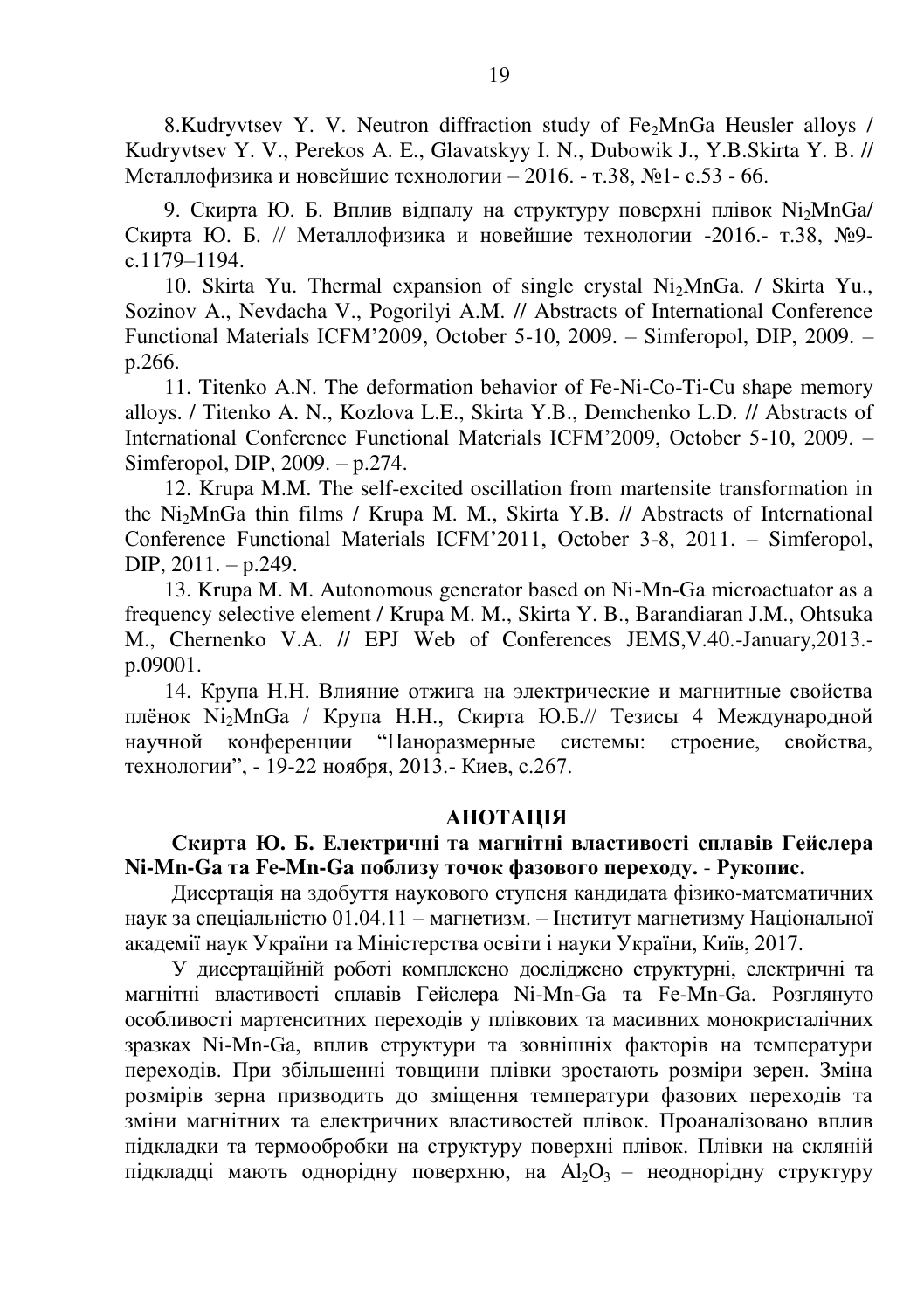8.Kudryvtsev Y. V. Neutron diffraction study of $Fe_2MnGa$ Heusler alloys / Kudryvtsev Y. V., Perekos A. E., Glavatskyy I. N., Dubowik J., Y.B.Skirta Y. B. // Металлофизика и новейшие технологии – 2016. - т.38, №1- с.53 - 66.

9. Скирта Ю. Б. Вплив відпалу на структуру поверхні плівок $Ni_2MnGa$/ Скирта Ю. Б. // Металлофизика и новейшие технологии -2016.- т.38, №9- с.1179–1194.

10. Skirta Yu. Thermal expansion of single crystal $Ni_2MnGa$. / Skirta Yu., Sozinov A., Nevdacha V., Pogorilyi A.M. // Abstracts of International Conference Functional Materials ICFM'2009, October 5-10, 2009. – Simferopol, DIP, 2009. – p.266.

11. Titenko A.N. The deformation behavior of Fe-Ni-Co-Ti-Cu shape memory alloys. / Titenko A. N., Kozlova L.E., Skirta Y.B., Demchenko L.D. // Abstracts of International Conference Functional Materials ICFM'2009, October 5-10, 2009. – Simferopol, DIP, 2009. – p.274.

12. Krupa M.M. The self-excited oscillation from martensite transformation in the $Ni_2MnGa$ thin films / Krupa M. M., Skirta Y.B. // Abstracts of International Conference Functional Materials ICFM'2011, October 3-8, 2011. – Simferopol, DIP, 2011. – p.249.

13. Krupa M. M. Autonomous generator based on Ni-Mn-Ga microactuator as a frequency selective element / Krupa M. M., Skirta Y. B., Barandiaran J.M., Ohtsuka M., Chernenko V.A. // EPJ Web of Conferences JEMS,V.40.-January,2013.- p.09001.

14. Крупа Н.Н. Влияние отжига на электрические и магнитные свойства плёнок $Ni_2MnGa$ / Крупа Н.Н., Скирта Ю.Б.// Тезисы 4 Международной научной конференции "Наноразмерные системы: строение, свойства, технологии", - 19-22 ноября, 2013.- Киев, с.267.

## АНОТАЦІЯ

**Скирта Ю. Б. Електричні та магнітні властивості сплавів Гейслера Ni-Mn-Ga та Fe-Mn-Ga поблизу точок фазового переходу.** - **Рукопис.**

Дисертація на здобуття наукового ступеня кандидата фізико-математичних наук за спеціальністю 01.04.11 – магнетизм. – Інститут магнетизму Національної академії наук України та Міністерства освіти і науки України, Київ, 2017.

У дисертаційній роботі комплексно досліджено структурні, електричні та магнітні властивості сплавів Гейслера Ni-Mn-Ga та Fe-Mn-Ga. Розглянуто особливості мартенситних переходів у плівкових та масивних монокристалічних зразках Ni-Mn-Ga, вплив структури та зовнішніх факторів на температури переходів. При збільшенні товщини плівки зростають розміри зерен. Зміна розмірів зерна призводить до зміщення температури фазових переходів та зміни магнітних та електричних властивостей плівок. Проаналізовано вплив підкладки та термообробки на структуру поверхні плівок. Плівки на скляній підкладці мають однорідну поверхню, на $Al_2O_3$ – неоднорідну структуру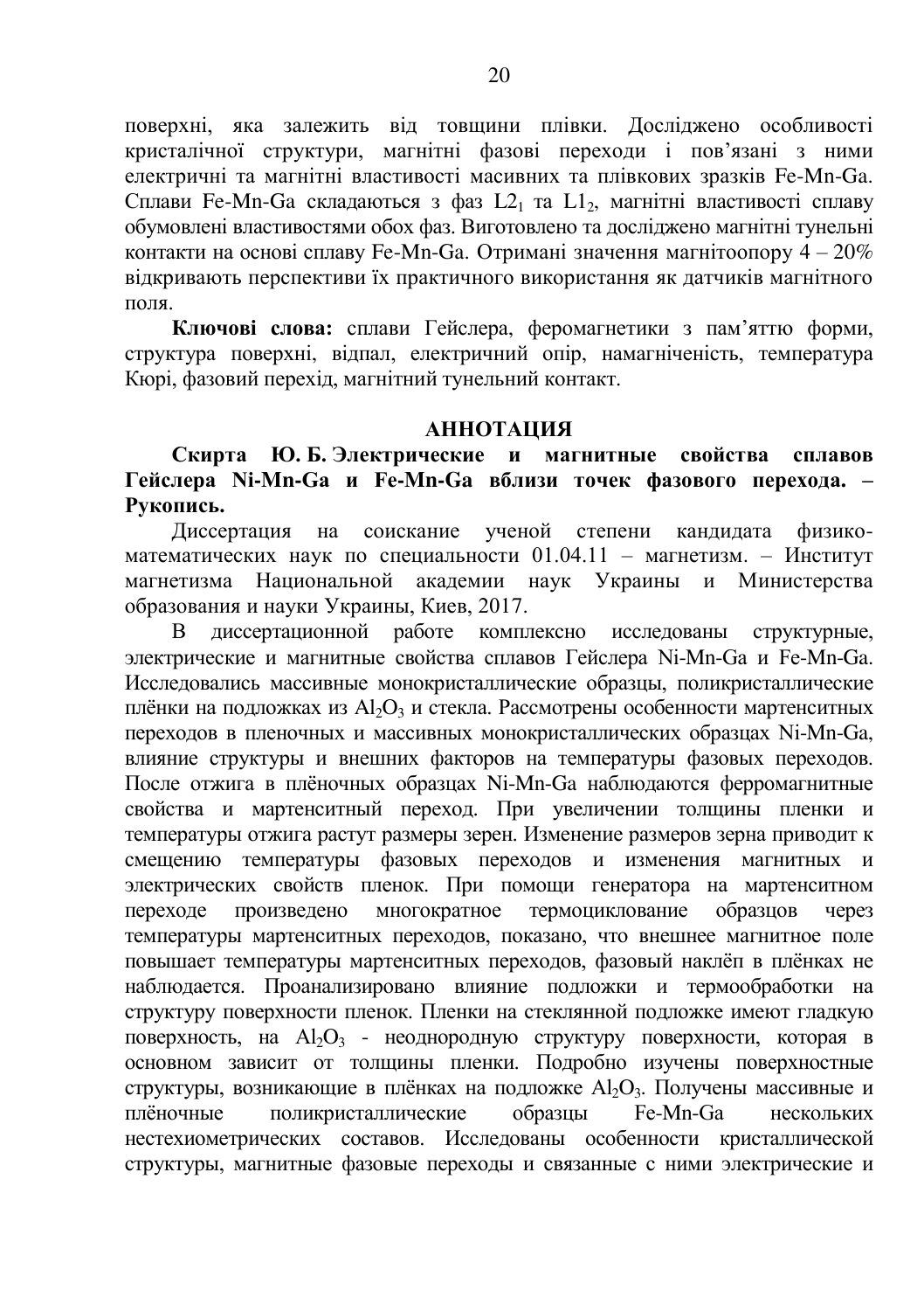поверхні, яка залежить від товщини плівки. Досліджено особливості кристалічної структури, магнітні фазові переходи і пов'язані з ними електричні та магнітні властивості масивних та плівкових зразків Fe-Mn-Ga. Сплави Fe-Mn-Ga складаються з фаз $L2_1$ та $L1_2$, магнітні властивості сплаву обумовлені властивостями обох фаз. Виготовлено та досліджено магнітні тунельні контакти на основі сплаву Fe-Mn-Ga. Отримані значення магнітоопору 4 – 20% відкривають перспективи їх практичного використання як датчиків магнітного поля.

**Ключові слова:** сплави Гейслера, феромагнетики з пам'яттю форми, структура поверхні, відпал, електричний опір, намагніченість, температура Кюрі, фазовий перехід, магнітний тунельний контакт.

## АННОТАЦИЯ

**Скирта Ю. Б. Электрические и магнитные свойства сплавов Гейслера Ni-Mn-Ga и Fe-Mn-Ga вблизи точек фазового перехода. – Рукопись.**

Диссертация на соискание ученой степени кандидата физико-математических наук по специальности 01.04.11 – магнетизм. – Институт магнетизма Национальной академии наук Украины и Министерства образования и науки Украины, Киев, 2017.

В диссертационной работе комплексно исследованы структурные, электрические и магнитные свойства сплавов Гейслера Ni-Mn-Ga и Fe-Mn-Ga. Исследовались массивные монокристаллические образцы, поликристаллические плёнки на подложках из $Al_2O_3$ и стекла. Рассмотрены особенности мартенситных переходов в пленочных и массивных монокристаллических образцах Ni-Mn-Ga, влияние структуры и внешних факторов на температуры фазовых переходов. После отжига в плёночных образцах Ni-Mn-Ga наблюдаются ферромагнитные свойства и мартенситный переход. При увеличении толщины пленки и температуры отжига растут размеры зерен. Изменение размеров зерна приводит к смещению температуры фазовых переходов и изменения магнитных и электрических свойств пленок. При помощи генератора на мартенситном переходе произведено многократное термоциклование образцов через температуры мартенситных переходов, показано, что внешнее магнитное поле повышает температуры мартенситных переходов, фазовый наклёп в плёнках не наблюдается. Проанализировано влияние подложки и термообработки на структуру поверхности пленок. Пленки на стеклянной подложке имеют гладкую поверхность, на $Al_2O_3$ - неоднородную структуру поверхности, которая в основном зависит от толщины пленки. Подробно изучены поверхностные структуры, возникающие в плёнках на подложке $Al_2O_3$. Получены массивные и плёночные поликристаллические образцы Fe-Mn-Ga нескольких нестехиометрических составов. Исследованы особенности кристаллической структуры, магнитные фазовые переходы и связанные с ними электрические и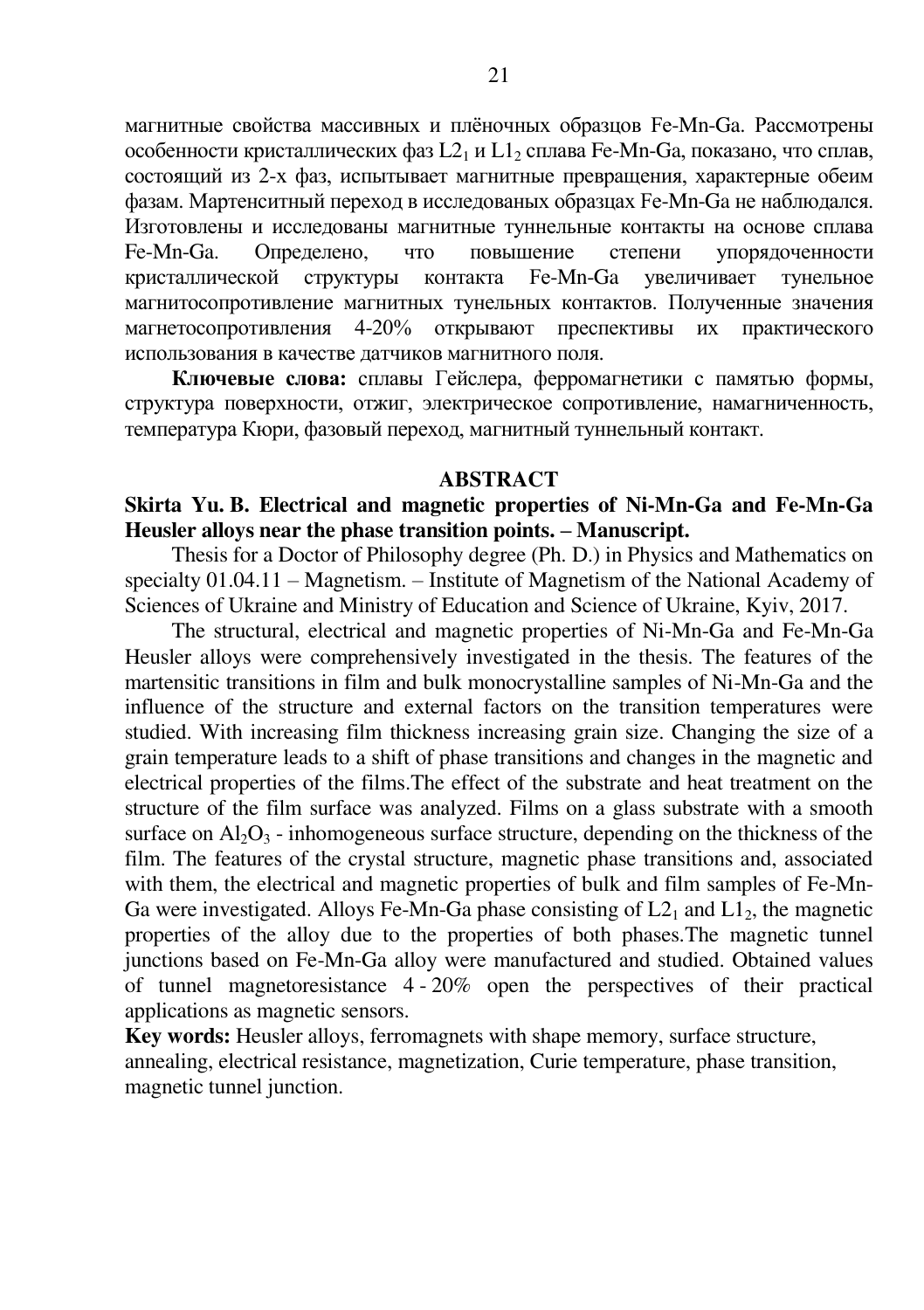магнитные свойства массивных и плёночных образцов Fe-Mn-Ga. Рассмотрены особенности кристаллических фаз $L2_1$ и $L1_2$ сплава Fe-Mn-Ga, показано, что сплав, состоящий из 2-х фаз, испытывает магнитные превращения, характерные обеим фазам. Мартенситный переход в исследованых образцах Fe-Mn-Ga не наблюдался. Изготовлены и исследованы магнитные туннельные контакты на основе сплава Fe-Mn-Ga. Определено, что повышение степени упорядоченности кристаллической структуры контакта Fe-Mn-Ga увеличивает тунельное магнитосопротивление магнитных тунельных контактов. Полученные значения магнетосопротивления 4-20% открывают преспективы их практического использования в качестве датчиков магнитного поля.

**Ключевые слова:** сплавы Гейслера, ферромагнетики с памятью формы, структура поверхности, отжиг, электрическое сопротивление, намагниченность, температура Кюри, фазовый переход, магнитный туннельный контакт.

## ABSTRACT

**Skirta Yu. B. Electrical and magnetic properties of Ni-Mn-Ga and Fe-Mn-Ga Heusler alloys near the phase transition points. – Manuscript.**

Thesis for a Doctor of Philosophy degree (Ph. D.) in Physics and Mathematics on specialty 01.04.11 – Magnetism. – Institute of Magnetism of the National Academy of Sciences of Ukraine and Ministry of Education and Science of Ukraine, Kyiv, 2017.

The structural, electrical and magnetic properties of Ni-Mn-Ga and Fe-Mn-Ga Heusler alloys were comprehensively investigated in the thesis. The features of the martensitic transitions in film and bulk monocrystalline samples of Ni-Mn-Ga and the influence of the structure and external factors on the transition temperatures were studied. With increasing film thickness increasing grain size. Changing the size of a grain temperature leads to a shift of phase transitions and changes in the magnetic and electrical properties of the films.The effect of the substrate and heat treatment on the structure of the film surface was analyzed. Films on a glass substrate with a smooth surface on $Al_2O_3$ - inhomogeneous surface structure, depending on the thickness of the film. The features of the crystal structure, magnetic phase transitions and, associated with them, the electrical and magnetic properties of bulk and film samples of Fe-Mn-Ga were investigated. Alloys Fe-Mn-Ga phase consisting of $L2_1$ and $L1_2$, the magnetic properties of the alloy due to the properties of both phases.The magnetic tunnel junctions based on Fe-Mn-Ga alloy were manufactured and studied. Obtained values of tunnel magnetoresistance 4 - 20% open the perspectives of their practical applications as magnetic sensors.

**Key words:** Heusler alloys, ferromagnets with shape memory, surface structure, annealing, electrical resistance, magnetization, Curie temperature, phase transition, magnetic tunnel junction.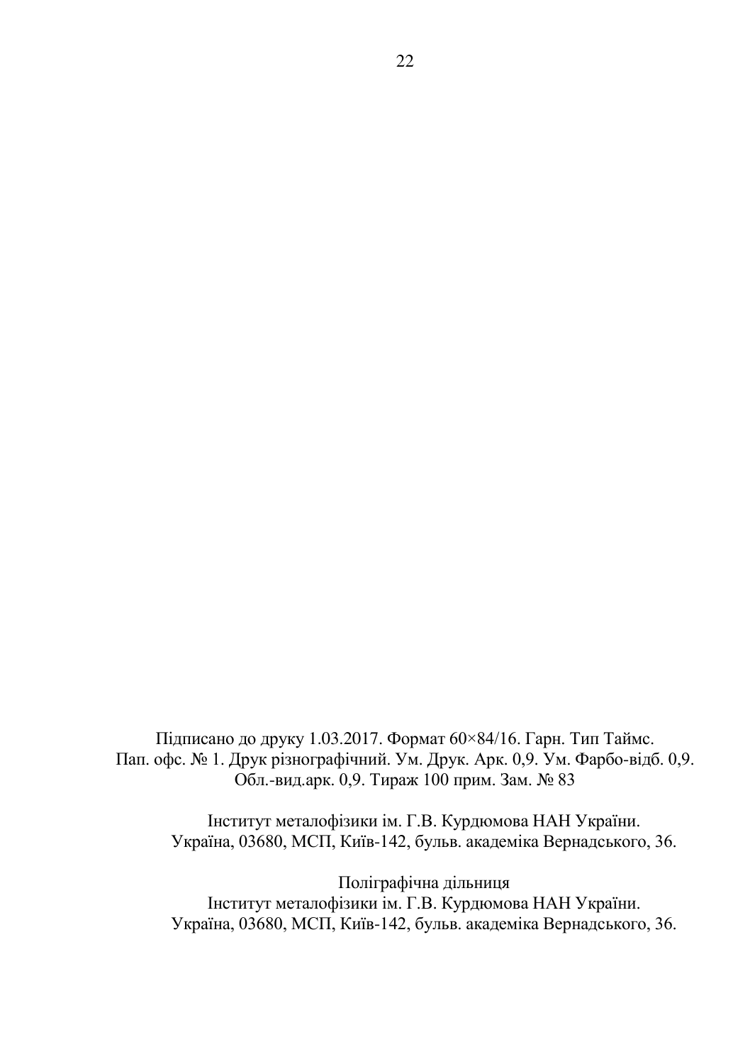Підписано до друку 1.03.2017. Формат 60×84/16. Гарн. Тип Таймс.
Пап. офс. № 1. Друк різнографічний. Ум. Друк. Арк. 0,9. Ум. Фарбо-відб. 0,9.
Обл.-вид.арк. 0,9. Тираж 100 прим. Зам. № 83

Інститут металофізики ім. Г.В. Курдюмова НАН України.
Україна, 03680, МСП, Київ-142, бульв. академіка Вернадського, 36.

Поліграфічна дільниця
Інститут металофізики ім. Г.В. Курдюмова НАН України.
Україна, 03680, МСП, Київ-142, бульв. академіка Вернадського, 36.